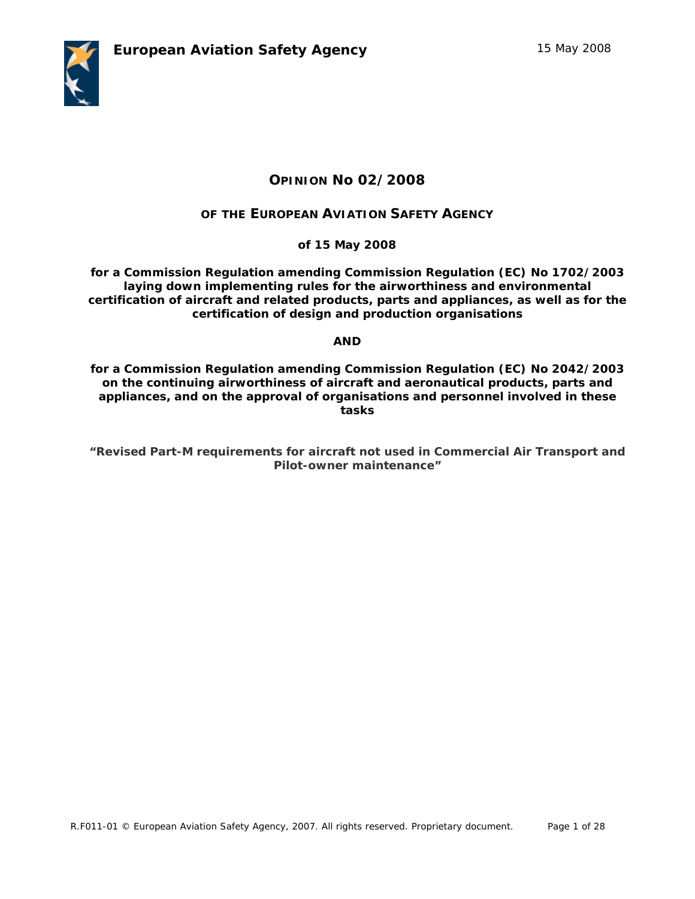**European Aviation Safety Agency** 15 May 2008

# OPINION No 02/2008

## OF THE EUROPEAN AVIATION SAFETY AGENCY

**of 15 May 2008**

**for a Commission Regulation amending Commission Regulation (EC) No 1702/2003 laying down implementing rules for the airworthiness and environmental certification of aircraft and related products, parts and appliances, as well as for the certification of design and production organisations**

**AND**

**for a Commission Regulation amending Commission Regulation (EC) No 2042/2003 on the continuing airworthiness of aircraft and aeronautical products, parts and appliances, and on the approval of organisations and personnel involved in these tasks**

**"Revised Part-M requirements for aircraft not used in Commercial Air Transport and Pilot-owner maintenance"**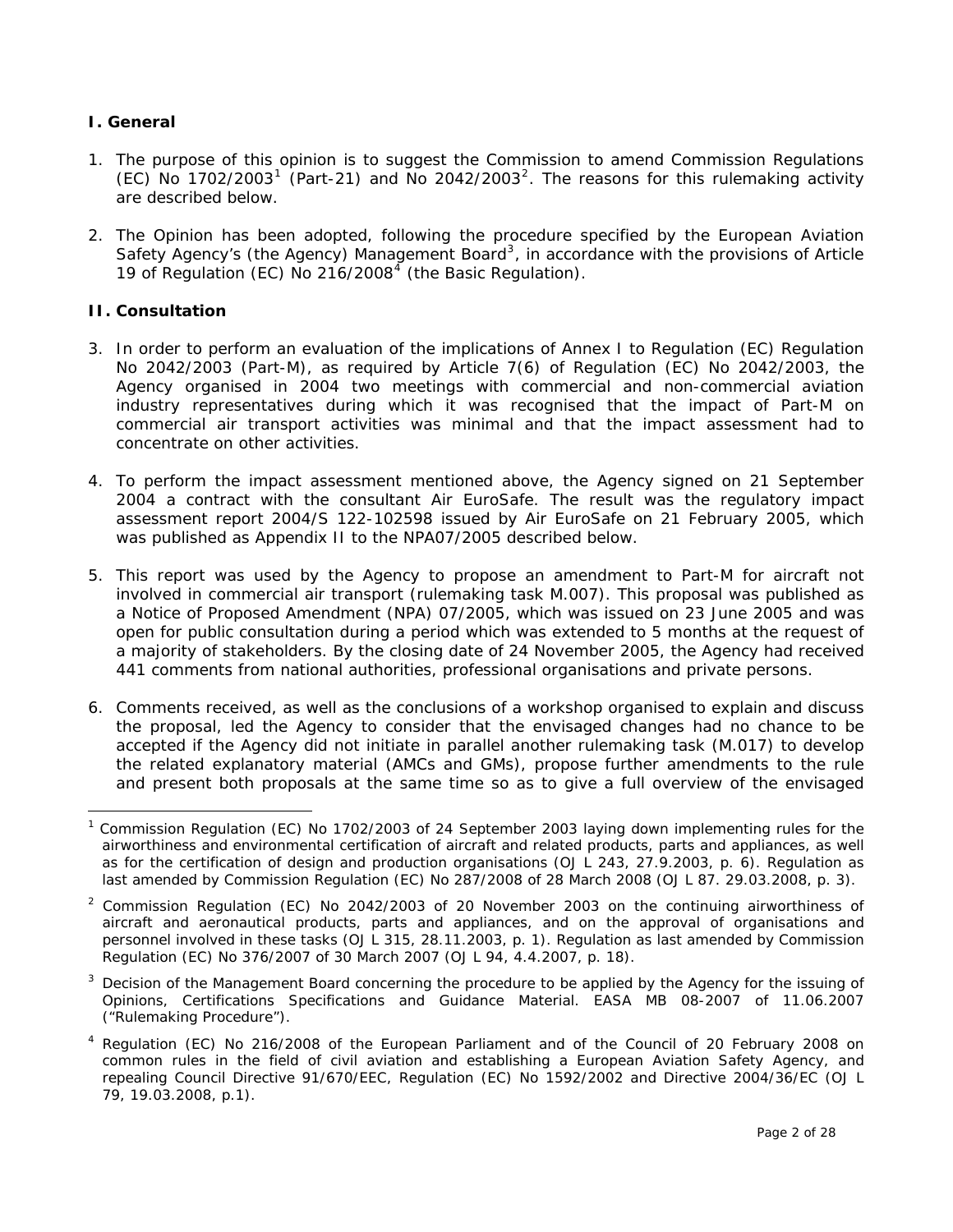## I. General

1. The purpose of this opinion is to suggest the Commission to amend Commission Regulations (EC) No 1702/2003[1] (Part-21) and No 2042/2003[2]. The reasons for this rulemaking activity are described below.

2. The Opinion has been adopted, following the procedure specified by the European Aviation Safety Agency's (the Agency) Management Board[3], in accordance with the provisions of Article 19 of Regulation (EC) No 216/2008[4] (the Basic Regulation).

## II. Consultation

3. In order to perform an evaluation of the implications of Annex I to Regulation (EC) Regulation No 2042/2003 (Part-M), as required by Article 7(6) of Regulation (EC) No 2042/2003, the Agency organised in 2004 two meetings with commercial and non-commercial aviation industry representatives during which it was recognised that the impact of Part-M on commercial air transport activities was minimal and that the impact assessment had to concentrate on other activities.

4. To perform the impact assessment mentioned above, the Agency signed on 21 September 2004 a contract with the consultant Air EuroSafe. The result was the regulatory impact assessment report 2004/S 122-102598 issued by Air EuroSafe on 21 February 2005, which was published as Appendix II to the NPA07/2005 described below.

5. This report was used by the Agency to propose an amendment to Part-M for aircraft not involved in commercial air transport (rulemaking task M.007). This proposal was published as a Notice of Proposed Amendment (NPA) 07/2005, which was issued on 23 June 2005 and was open for public consultation during a period which was extended to 5 months at the request of a majority of stakeholders. By the closing date of 24 November 2005, the Agency had received 441 comments from national authorities, professional organisations and private persons.

6. Comments received, as well as the conclusions of a workshop organised to explain and discuss the proposal, led the Agency to consider that the envisaged changes had no chance to be accepted if the Agency did not initiate in parallel another rulemaking task (M.017) to develop the related explanatory material (AMCs and GMs), propose further amendments to the rule and present both proposals at the same time so as to give a full overview of the envisaged

---

[1] Commission Regulation (EC) No 1702/2003 of 24 September 2003 laying down implementing rules for the airworthiness and environmental certification of aircraft and related products, parts and appliances, as well as for the certification of design and production organisations (OJ L 243, 27.9.2003, p. 6). Regulation as last amended by Commission Regulation (EC) No 287/2008 of 28 March 2008 (OJ L 87. 29.03.2008, p. 3).

[2] Commission Regulation (EC) No 2042/2003 of 20 November 2003 on the continuing airworthiness of aircraft and aeronautical products, parts and appliances, and on the approval of organisations and personnel involved in these tasks (OJ L 315, 28.11.2003, p. 1). Regulation as last amended by Commission Regulation (EC) No 376/2007 of 30 March 2007 (OJ L 94, 4.4.2007, p. 18).

[3] Decision of the Management Board concerning the procedure to be applied by the Agency for the issuing of Opinions, Certifications Specifications and Guidance Material. EASA MB 08-2007 of 11.06.2007 ("Rulemaking Procedure").

[4] Regulation (EC) No 216/2008 of the European Parliament and of the Council of 20 February 2008 on common rules in the field of civil aviation and establishing a European Aviation Safety Agency, and repealing Council Directive 91/670/EEC, Regulation (EC) No 1592/2002 and Directive 2004/36/EC (OJ L 79, 19.03.2008, p.1).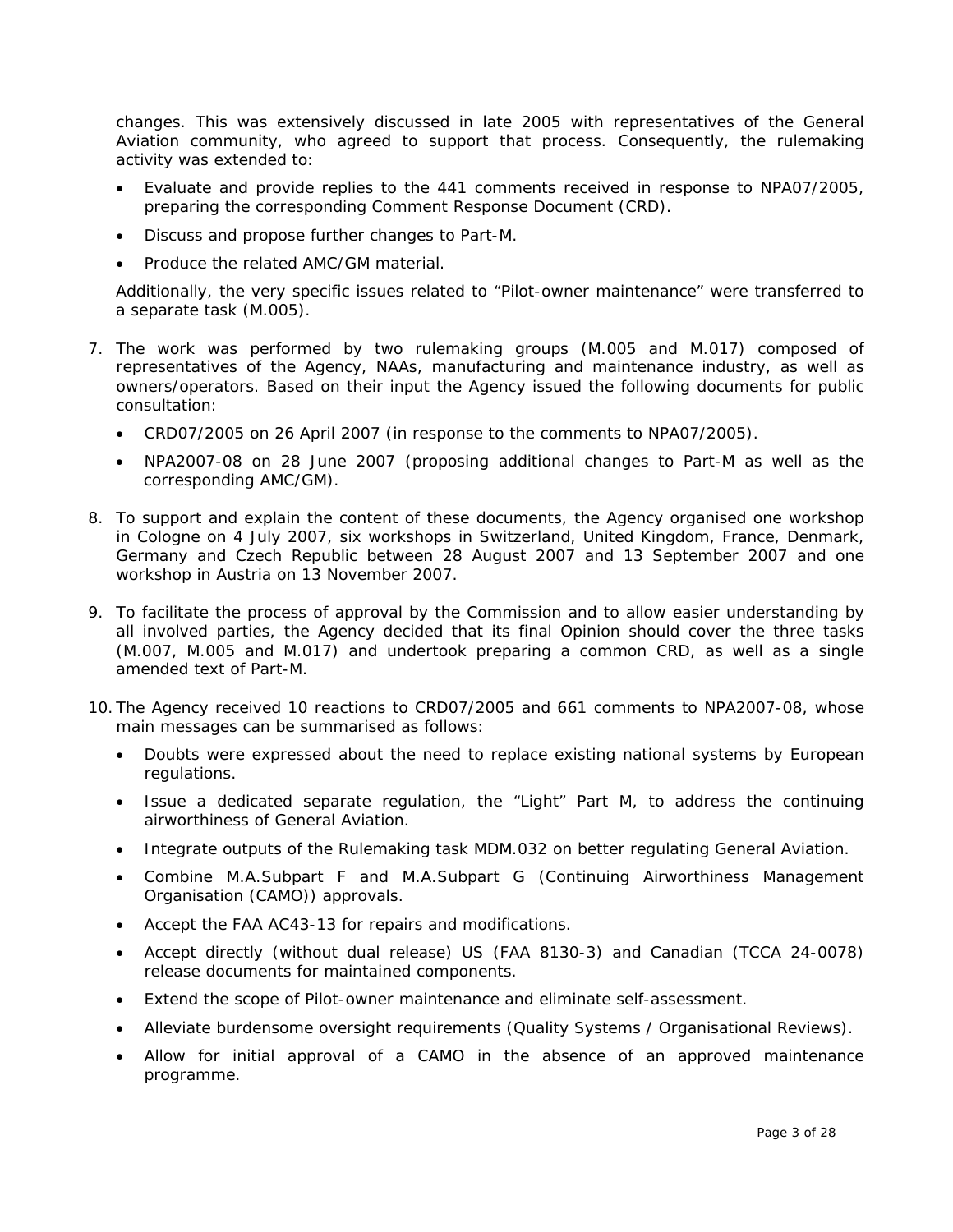changes. This was extensively discussed in late 2005 with representatives of the General Aviation community, who agreed to support that process. Consequently, the rulemaking activity was extended to:

- Evaluate and provide replies to the 441 comments received in response to NPA07/2005, preparing the corresponding Comment Response Document (CRD).
- Discuss and propose further changes to Part-M.
- Produce the related AMC/GM material.

Additionally, the very specific issues related to "Pilot-owner maintenance" were transferred to a separate task (M.005).

7. The work was performed by two rulemaking groups (M.005 and M.017) composed of representatives of the Agency, NAAs, manufacturing and maintenance industry, as well as owners/operators. Based on their input the Agency issued the following documents for public consultation:
   - CRD07/2005 on 26 April 2007 (in response to the comments to NPA07/2005).
   - NPA2007-08 on 28 June 2007 (proposing additional changes to Part-M as well as the corresponding AMC/GM).

8. To support and explain the content of these documents, the Agency organised one workshop in Cologne on 4 July 2007, six workshops in Switzerland, United Kingdom, France, Denmark, Germany and Czech Republic between 28 August 2007 and 13 September 2007 and one workshop in Austria on 13 November 2007.

9. To facilitate the process of approval by the Commission and to allow easier understanding by all involved parties, the Agency decided that its final Opinion should cover the three tasks (M.007, M.005 and M.017) and undertook preparing a common CRD, as well as a single amended text of Part-M.

10. The Agency received 10 reactions to CRD07/2005 and 661 comments to NPA2007-08, whose main messages can be summarised as follows:
    - Doubts were expressed about the need to replace existing national systems by European regulations.
    - Issue a dedicated separate regulation, the "Light" Part M, to address the continuing airworthiness of General Aviation.
    - Integrate outputs of the Rulemaking task MDM.032 on better regulating General Aviation.
    - Combine M.A.Subpart F and M.A.Subpart G (Continuing Airworthiness Management Organisation (CAMO)) approvals.
    - Accept the FAA AC43-13 for repairs and modifications.
    - Accept directly (without dual release) US (FAA 8130-3) and Canadian (TCCA 24-0078) release documents for maintained components.
    - Extend the scope of Pilot-owner maintenance and eliminate self-assessment.
    - Alleviate burdensome oversight requirements (Quality Systems / Organisational Reviews).
    - Allow for initial approval of a CAMO in the absence of an approved maintenance programme.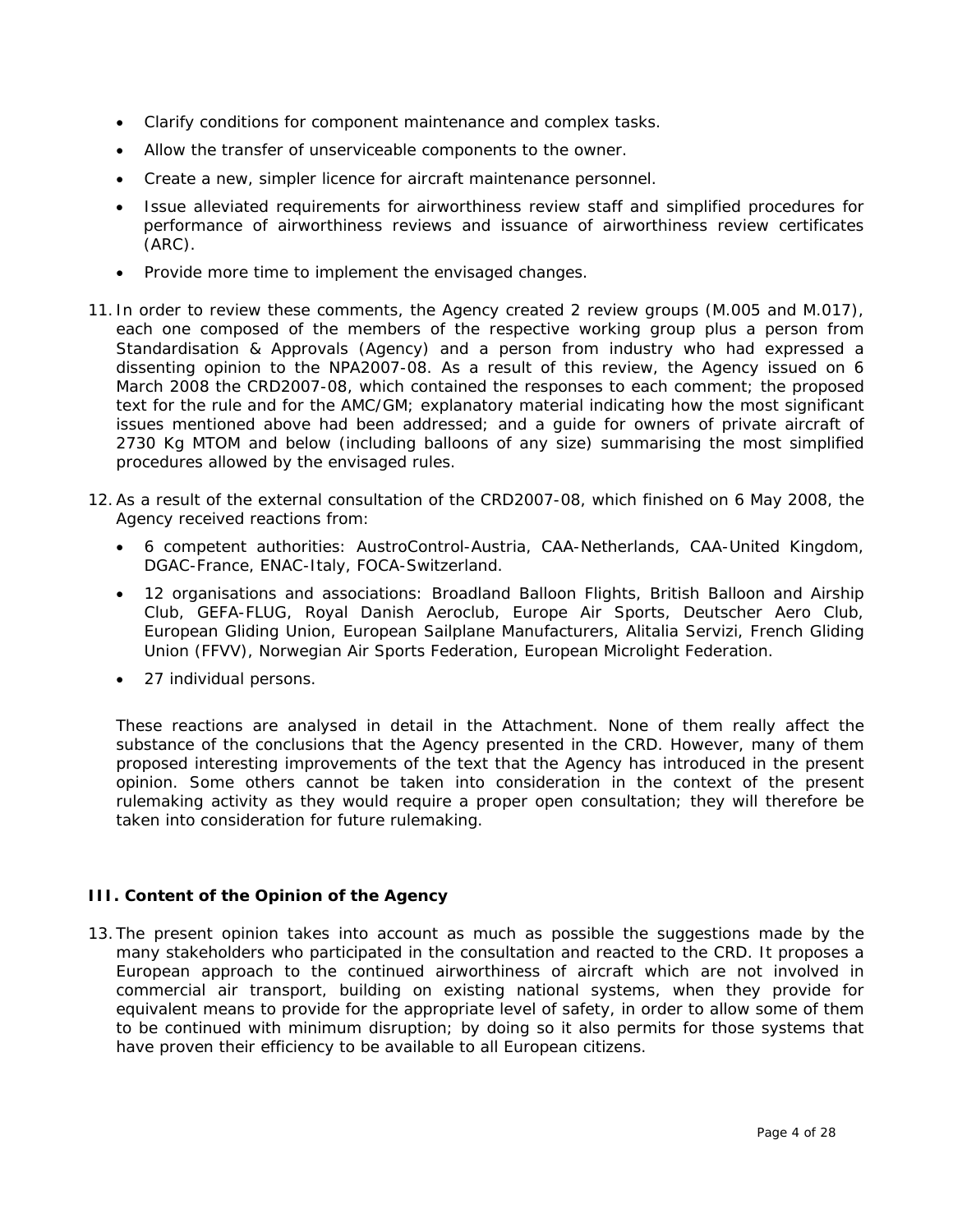- Clarify conditions for component maintenance and complex tasks.
- Allow the transfer of unserviceable components to the owner.
- Create a new, simpler licence for aircraft maintenance personnel.
- Issue alleviated requirements for airworthiness review staff and simplified procedures for performance of airworthiness reviews and issuance of airworthiness review certificates (ARC).
- Provide more time to implement the envisaged changes.

11. In order to review these comments, the Agency created 2 review groups (M.005 and M.017), each one composed of the members of the respective working group plus a person from Standardisation & Approvals (Agency) and a person from industry who had expressed a dissenting opinion to the NPA2007-08. As a result of this review, the Agency issued on 6 March 2008 the CRD2007-08, which contained the responses to each comment; the proposed text for the rule and for the AMC/GM; explanatory material indicating how the most significant issues mentioned above had been addressed; and a guide for owners of private aircraft of 2730 Kg MTOM and below (including balloons of any size) summarising the most simplified procedures allowed by the envisaged rules.

12. As a result of the external consultation of the CRD2007-08, which finished on 6 May 2008, the Agency received reactions from:

    - 6 competent authorities: AustroControl-Austria, CAA-Netherlands, CAA-United Kingdom, DGAC-France, ENAC-Italy, FOCA-Switzerland.
    - 12 organisations and associations: Broadland Balloon Flights, British Balloon and Airship Club, GEFA-FLUG, Royal Danish Aeroclub, Europe Air Sports, Deutscher Aero Club, European Gliding Union, European Sailplane Manufacturers, Alitalia Servizi, French Gliding Union (FFVV), Norwegian Air Sports Federation, European Microlight Federation.
    - 27 individual persons.

    These reactions are analysed in detail in the Attachment. None of them really affect the substance of the conclusions that the Agency presented in the CRD. However, many of them proposed interesting improvements of the text that the Agency has introduced in the present opinion. Some others cannot be taken into consideration in the context of the present rulemaking activity as they would require a proper open consultation; they will therefore be taken into consideration for future rulemaking.

### III. Content of the Opinion of the Agency

13. The present opinion takes into account as much as possible the suggestions made by the many stakeholders who participated in the consultation and reacted to the CRD. It proposes a European approach to the continued airworthiness of aircraft which are not involved in commercial air transport, building on existing national systems, when they provide for equivalent means to provide for the appropriate level of safety, in order to allow some of them to be continued with minimum disruption; by doing so it also permits for those systems that have proven their efficiency to be available to all European citizens.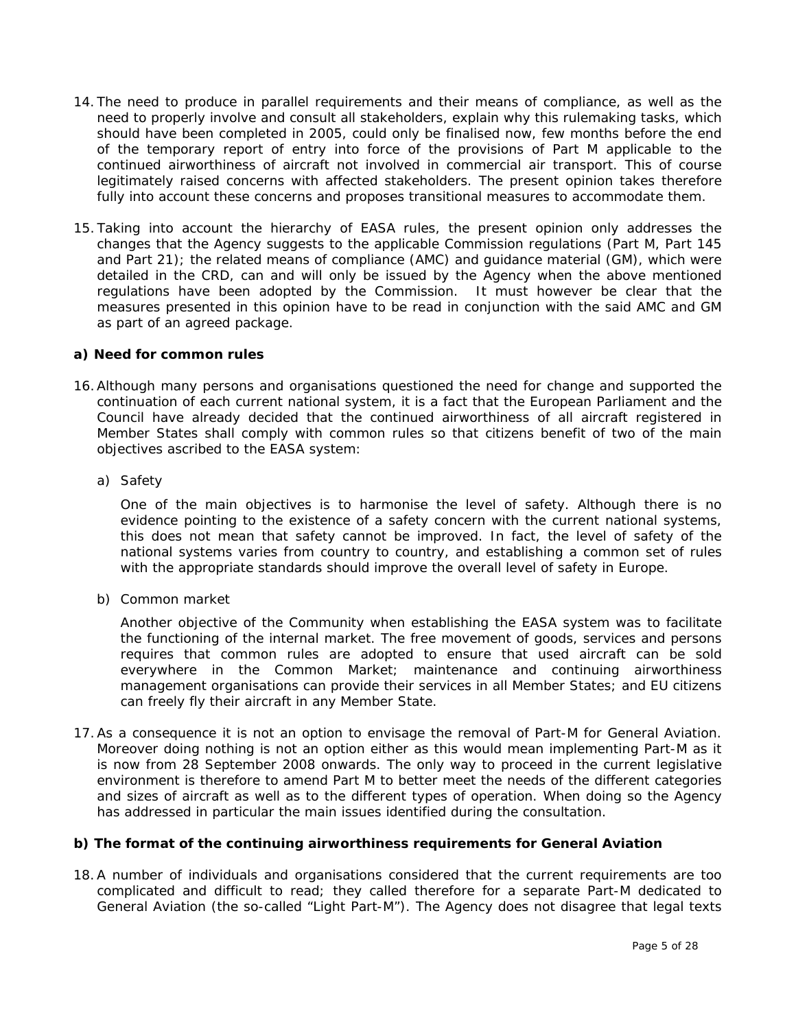14. The need to produce in parallel requirements and their means of compliance, as well as the need to properly involve and consult all stakeholders, explain why this rulemaking tasks, which should have been completed in 2005, could only be finalised now, few months before the end of the temporary report of entry into force of the provisions of Part M applicable to the continued airworthiness of aircraft not involved in commercial air transport. This of course legitimately raised concerns with affected stakeholders. The present opinion takes therefore fully into account these concerns and proposes transitional measures to accommodate them.

15. Taking into account the hierarchy of EASA rules, the present opinion only addresses the changes that the Agency suggests to the applicable Commission regulations (Part M, Part 145 and Part 21); the related means of compliance (AMC) and guidance material (GM), which were detailed in the CRD, can and will only be issued by the Agency when the above mentioned regulations have been adopted by the Commission. It must however be clear that the measures presented in this opinion have to be read in conjunction with the said AMC and GM as part of an agreed package.

**a) Need for common rules**

16. Although many persons and organisations questioned the need for change and supported the continuation of each current national system, it is a fact that the European Parliament and the Council have already decided that the continued airworthiness of all aircraft registered in Member States shall comply with common rules so that citizens benefit of two of the main objectives ascribed to the EASA system:

    a) Safety

    One of the main objectives is to harmonise the level of safety. Although there is no evidence pointing to the existence of a safety concern with the current national systems, this does not mean that safety cannot be improved. In fact, the level of safety of the national systems varies from country to country, and establishing a common set of rules with the appropriate standards should improve the overall level of safety in Europe.

    b) Common market

    Another objective of the Community when establishing the EASA system was to facilitate the functioning of the internal market. The free movement of goods, services and persons requires that common rules are adopted to ensure that used aircraft can be sold everywhere in the Common Market; maintenance and continuing airworthiness management organisations can provide their services in all Member States; and EU citizens can freely fly their aircraft in any Member State.

17. As a consequence it is not an option to envisage the removal of Part-M for General Aviation. Moreover doing nothing is not an option either as this would mean implementing Part-M as it is now from 28 September 2008 onwards. The only way to proceed in the current legislative environment is therefore to amend Part M to better meet the needs of the different categories and sizes of aircraft as well as to the different types of operation. When doing so the Agency has addressed in particular the main issues identified during the consultation.

**b) The format of the continuing airworthiness requirements for General Aviation**

18. A number of individuals and organisations considered that the current requirements are too complicated and difficult to read; they called therefore for a separate Part-M dedicated to General Aviation (the so-called "Light Part-M"). The Agency does not disagree that legal texts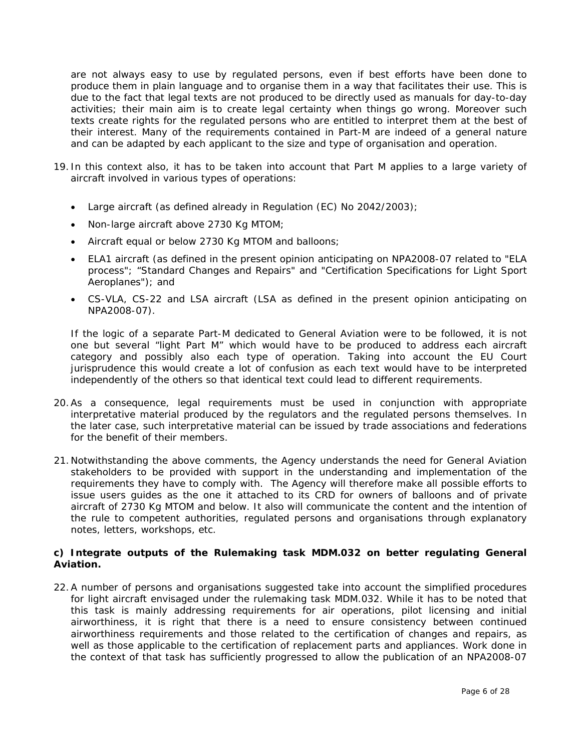are not always easy to use by regulated persons, even if best efforts have been done to produce them in plain language and to organise them in a way that facilitates their use. This is due to the fact that legal texts are not produced to be directly used as manuals for day-to-day activities; their main aim is to create legal certainty when things go wrong. Moreover such texts create rights for the regulated persons who are entitled to interpret them at the best of their interest. Many of the requirements contained in Part-M are indeed of a general nature and can be adapted by each applicant to the size and type of organisation and operation.

19. In this context also, it has to be taken into account that Part M applies to a large variety of aircraft involved in various types of operations:

    - Large aircraft (as defined already in Regulation (EC) No 2042/2003);
    - Non-large aircraft above 2730 Kg MTOM;
    - Aircraft equal or below 2730 Kg MTOM and balloons;
    - ELA1 aircraft (as defined in the present opinion anticipating on NPA2008-07 related to "ELA process"; "Standard Changes and Repairs" and "Certification Specifications for Light Sport Aeroplanes"); and
    - CS-VLA, CS-22 and LSA aircraft (LSA as defined in the present opinion anticipating on NPA2008-07).

    If the logic of a separate Part-M dedicated to General Aviation were to be followed, it is not one but several "light Part M" which would have to be produced to address each aircraft category and possibly also each type of operation. Taking into account the EU Court jurisprudence this would create a lot of confusion as each text would have to be interpreted independently of the others so that identical text could lead to different requirements.

20. As a consequence, legal requirements must be used in conjunction with appropriate interpretative material produced by the regulators and the regulated persons themselves. In the later case, such interpretative material can be issued by trade associations and federations for the benefit of their members.

21. Notwithstanding the above comments, the Agency understands the need for General Aviation stakeholders to be provided with support in the understanding and implementation of the requirements they have to comply with. The Agency will therefore make all possible efforts to issue users guides as the one it attached to its CRD for owners of balloons and of private aircraft of 2730 Kg MTOM and below. It also will communicate the content and the intention of the rule to competent authorities, regulated persons and organisations through explanatory notes, letters, workshops, etc.

**c) Integrate outputs of the Rulemaking task MDM.032 on better regulating General Aviation.**

22. A number of persons and organisations suggested take into account the simplified procedures for light aircraft envisaged under the rulemaking task MDM.032. While it has to be noted that this task is mainly addressing requirements for air operations, pilot licensing and initial airworthiness, it is right that there is a need to ensure consistency between continued airworthiness requirements and those related to the certification of changes and repairs, as well as those applicable to the certification of replacement parts and appliances. Work done in the context of that task has sufficiently progressed to allow the publication of an NPA2008-07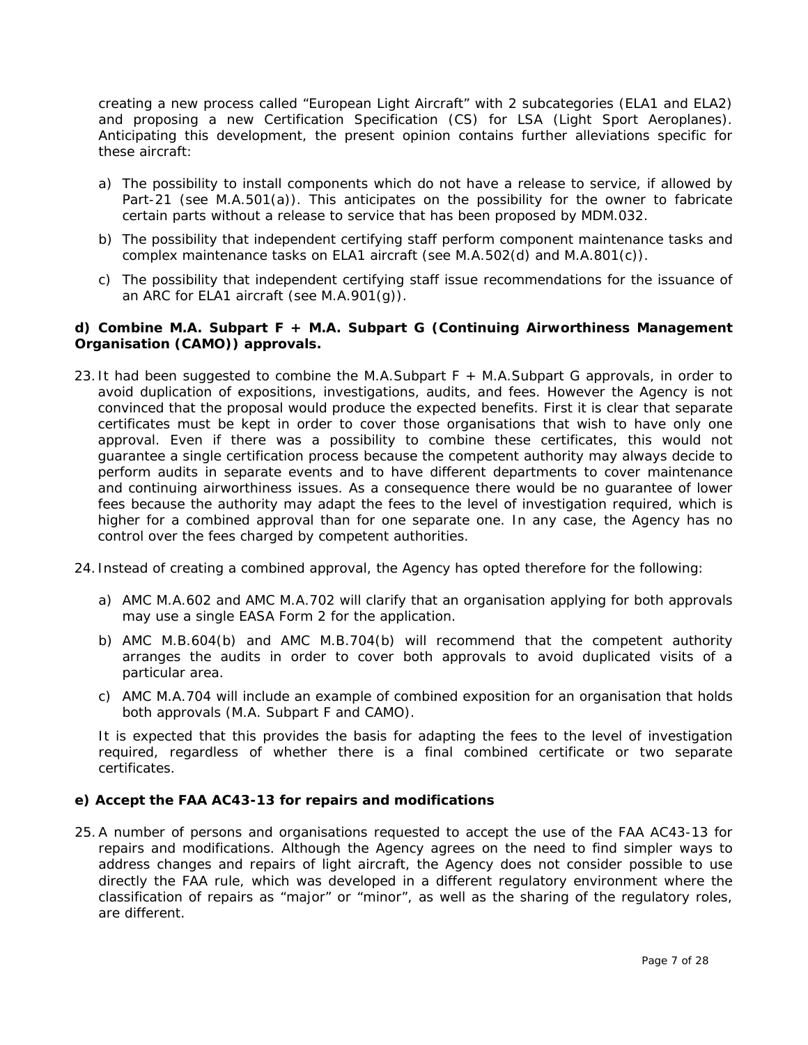creating a new process called "European Light Aircraft" with 2 subcategories (ELA1 and ELA2) and proposing a new Certification Specification (CS) for LSA (Light Sport Aeroplanes). Anticipating this development, the present opinion contains further alleviations specific for these aircraft:

a) The possibility to install components which do not have a release to service, if allowed by Part-21 (see M.A.501(a)). This anticipates on the possibility for the owner to fabricate certain parts without a release to service that has been proposed by MDM.032.

b) The possibility that independent certifying staff perform component maintenance tasks and complex maintenance tasks on ELA1 aircraft (see M.A.502(d) and M.A.801(c)).

c) The possibility that independent certifying staff issue recommendations for the issuance of an ARC for ELA1 aircraft (see M.A.901(g)).

**d) Combine M.A. Subpart F + M.A. Subpart G (Continuing Airworthiness Management Organisation (CAMO)) approvals.**

23. It had been suggested to combine the M.A.Subpart F + M.A.Subpart G approvals, in order to avoid duplication of expositions, investigations, audits, and fees. However the Agency is not convinced that the proposal would produce the expected benefits. First it is clear that separate certificates must be kept in order to cover those organisations that wish to have only one approval. Even if there was a possibility to combine these certificates, this would not guarantee a single certification process because the competent authority may always decide to perform audits in separate events and to have different departments to cover maintenance and continuing airworthiness issues. As a consequence there would be no guarantee of lower fees because the authority may adapt the fees to the level of investigation required, which is higher for a combined approval than for one separate one. In any case, the Agency has no control over the fees charged by competent authorities.

24. Instead of creating a combined approval, the Agency has opted therefore for the following:

    a) AMC M.A.602 and AMC M.A.702 will clarify that an organisation applying for both approvals may use a single EASA Form 2 for the application.

    b) AMC M.B.604(b) and AMC M.B.704(b) will recommend that the competent authority arranges the audits in order to cover both approvals to avoid duplicated visits of a particular area.

    c) AMC M.A.704 will include an example of combined exposition for an organisation that holds both approvals (M.A. Subpart F and CAMO).

    It is expected that this provides the basis for adapting the fees to the level of investigation required, regardless of whether there is a final combined certificate or two separate certificates.

**e) Accept the FAA AC43-13 for repairs and modifications**

25. A number of persons and organisations requested to accept the use of the FAA AC43-13 for repairs and modifications. Although the Agency agrees on the need to find simpler ways to address changes and repairs of light aircraft, the Agency does not consider possible to use directly the FAA rule, which was developed in a different regulatory environment where the classification of repairs as "major" or "minor", as well as the sharing of the regulatory roles, are different.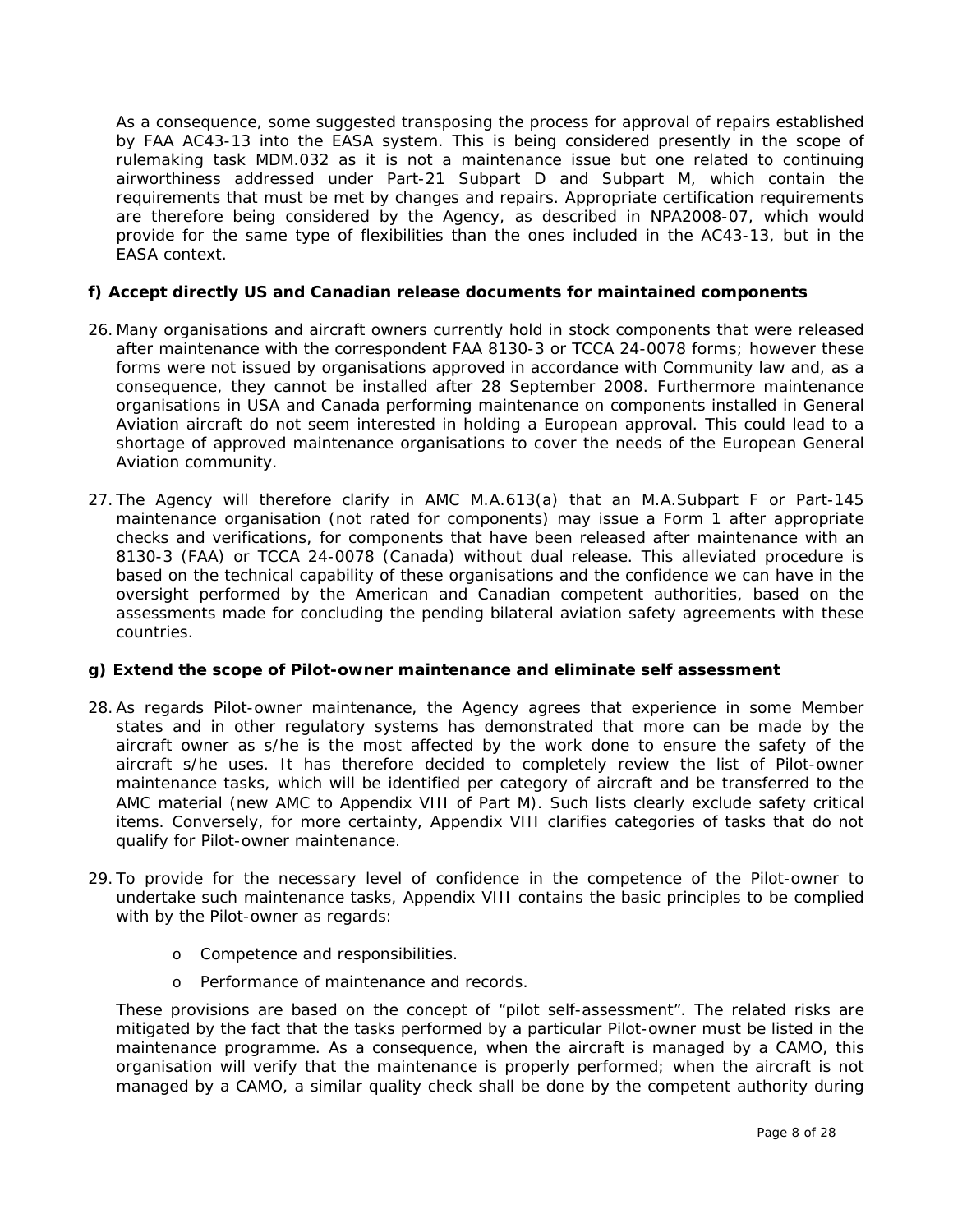As a consequence, some suggested transposing the process for approval of repairs established by FAA AC43-13 into the EASA system. This is being considered presently in the scope of rulemaking task MDM.032 as it is not a maintenance issue but one related to continuing airworthiness addressed under Part-21 Subpart D and Subpart M, which contain the requirements that must be met by changes and repairs. Appropriate certification requirements are therefore being considered by the Agency, as described in NPA2008-07, which would provide for the same type of flexibilities than the ones included in the AC43-13, but in the EASA context.

**f) Accept directly US and Canadian release documents for maintained components**

26. Many organisations and aircraft owners currently hold in stock components that were released after maintenance with the correspondent FAA 8130-3 or TCCA 24-0078 forms; however these forms were not issued by organisations approved in accordance with Community law and, as a consequence, they cannot be installed after 28 September 2008. Furthermore maintenance organisations in USA and Canada performing maintenance on components installed in General Aviation aircraft do not seem interested in holding a European approval. This could lead to a shortage of approved maintenance organisations to cover the needs of the European General Aviation community.

27. The Agency will therefore clarify in AMC M.A.613(a) that an M.A.Subpart F or Part-145 maintenance organisation (not rated for components) may issue a Form 1 after appropriate checks and verifications, for components that have been released after maintenance with an 8130-3 (FAA) or TCCA 24-0078 (Canada) without dual release. This alleviated procedure is based on the technical capability of these organisations and the confidence we can have in the oversight performed by the American and Canadian competent authorities, based on the assessments made for concluding the pending bilateral aviation safety agreements with these countries.

**g) Extend the scope of Pilot-owner maintenance and eliminate self assessment**

28. As regards Pilot-owner maintenance, the Agency agrees that experience in some Member states and in other regulatory systems has demonstrated that more can be made by the aircraft owner as s/he is the most affected by the work done to ensure the safety of the aircraft s/he uses. It has therefore decided to completely review the list of Pilot-owner maintenance tasks, which will be identified per category of aircraft and be transferred to the AMC material (new AMC to Appendix VIII of Part M). Such lists clearly exclude safety critical items. Conversely, for more certainty, Appendix VIII clarifies categories of tasks that do not qualify for Pilot-owner maintenance.

29. To provide for the necessary level of confidence in the competence of the Pilot-owner to undertake such maintenance tasks, Appendix VIII contains the basic principles to be complied with by the Pilot-owner as regards:

    - Competence and responsibilities.
    - Performance of maintenance and records.

    These provisions are based on the concept of "pilot self-assessment". The related risks are mitigated by the fact that the tasks performed by a particular Pilot-owner must be listed in the maintenance programme. As a consequence, when the aircraft is managed by a CAMO, this organisation will verify that the maintenance is properly performed; when the aircraft is not managed by a CAMO, a similar quality check shall be done by the competent authority during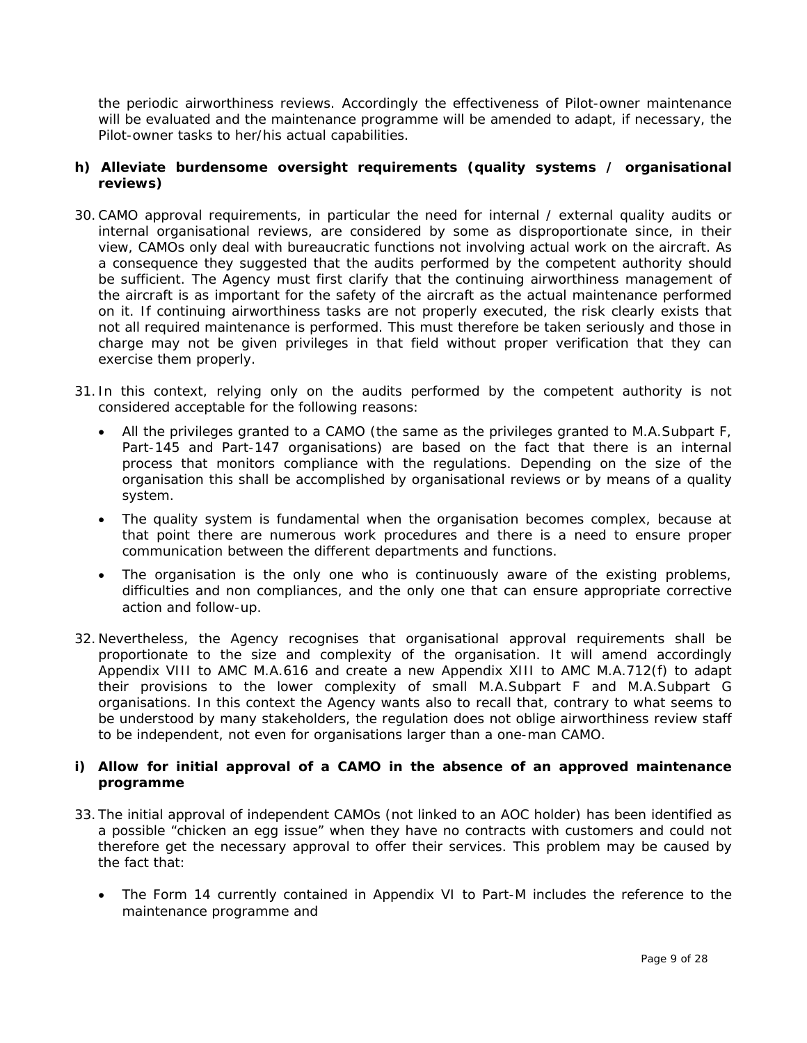the periodic airworthiness reviews. Accordingly the effectiveness of Pilot-owner maintenance will be evaluated and the maintenance programme will be amended to adapt, if necessary, the Pilot-owner tasks to her/his actual capabilities.

**h) Alleviate burdensome oversight requirements (quality systems / organisational reviews)**

30. CAMO approval requirements, in particular the need for internal / external quality audits or internal organisational reviews, are considered by some as disproportionate since, in their view, CAMOs only deal with bureaucratic functions not involving actual work on the aircraft. As a consequence they suggested that the audits performed by the competent authority should be sufficient. The Agency must first clarify that the continuing airworthiness management of the aircraft is as important for the safety of the aircraft as the actual maintenance performed on it. If continuing airworthiness tasks are not properly executed, the risk clearly exists that not all required maintenance is performed. This must therefore be taken seriously and those in charge may not be given privileges in that field without proper verification that they can exercise them properly.

31. In this context, relying only on the audits performed by the competent authority is not considered acceptable for the following reasons:

    - All the privileges granted to a CAMO (the same as the privileges granted to M.A.Subpart F, Part-145 and Part-147 organisations) are based on the fact that there is an internal process that monitors compliance with the regulations. Depending on the size of the organisation this shall be accomplished by organisational reviews or by means of a quality system.
    - The quality system is fundamental when the organisation becomes complex, because at that point there are numerous work procedures and there is a need to ensure proper communication between the different departments and functions.
    - The organisation is the only one who is continuously aware of the existing problems, difficulties and non compliances, and the only one that can ensure appropriate corrective action and follow-up.

32. Nevertheless, the Agency recognises that organisational approval requirements shall be proportionate to the size and complexity of the organisation. It will amend accordingly Appendix VIII to AMC M.A.616 and create a new Appendix XIII to AMC M.A.712(f) to adapt their provisions to the lower complexity of small M.A.Subpart F and M.A.Subpart G organisations. In this context the Agency wants also to recall that, contrary to what seems to be understood by many stakeholders, the regulation does not oblige airworthiness review staff to be independent, not even for organisations larger than a one-man CAMO.

**i) Allow for initial approval of a CAMO in the absence of an approved maintenance programme**

33. The initial approval of independent CAMOs (not linked to an AOC holder) has been identified as a possible "chicken an egg issue" when they have no contracts with customers and could not therefore get the necessary approval to offer their services. This problem may be caused by the fact that:

    - The Form 14 currently contained in Appendix VI to Part-M includes the reference to the maintenance programme and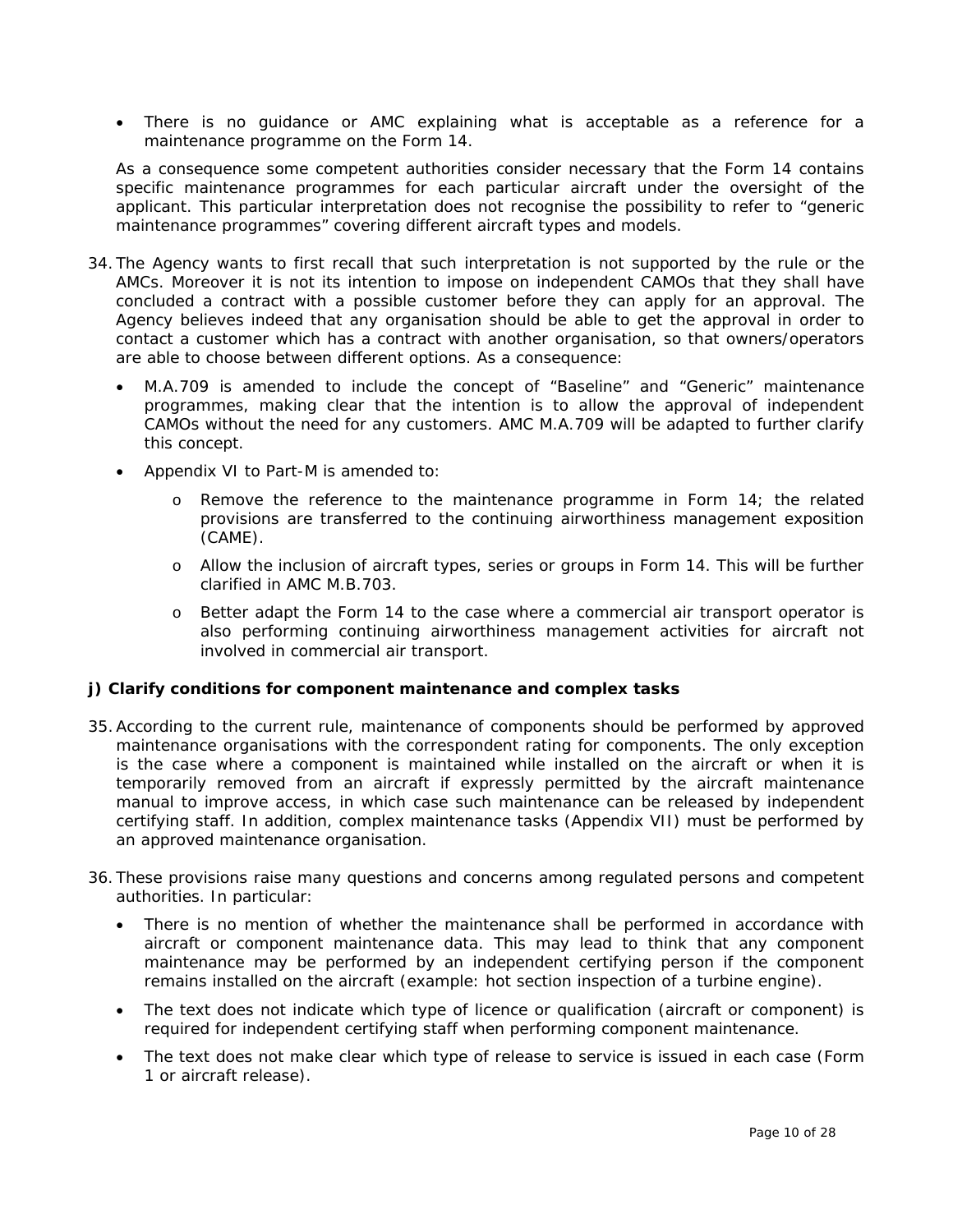- There is no guidance or AMC explaining what is acceptable as a reference for a maintenance programme on the Form 14.

As a consequence some competent authorities consider necessary that the Form 14 contains specific maintenance programmes for each particular aircraft under the oversight of the applicant. This particular interpretation does not recognise the possibility to refer to "generic maintenance programmes" covering different aircraft types and models.

34. The Agency wants to first recall that such interpretation is not supported by the rule or the AMCs. Moreover it is not its intention to impose on independent CAMOs that they shall have concluded a contract with a possible customer before they can apply for an approval. The Agency believes indeed that any organisation should be able to get the approval in order to contact a customer which has a contract with another organisation, so that owners/operators are able to choose between different options. As a consequence:

    - M.A.709 is amended to include the concept of "Baseline" and "Generic" maintenance programmes, making clear that the intention is to allow the approval of independent CAMOs without the need for any customers. AMC M.A.709 will be adapted to further clarify this concept.
    - Appendix VI to Part-M is amended to:
        - Remove the reference to the maintenance programme in Form 14; the related provisions are transferred to the continuing airworthiness management exposition (CAME).
        - Allow the inclusion of aircraft types, series or groups in Form 14. This will be further clarified in AMC M.B.703.
        - Better adapt the Form 14 to the case where a commercial air transport operator is also performing continuing airworthiness management activities for aircraft not involved in commercial air transport.

**j) Clarify conditions for component maintenance and complex tasks**

35. According to the current rule, maintenance of components should be performed by approved maintenance organisations with the correspondent rating for components. The only exception is the case where a component is maintained while installed on the aircraft or when it is temporarily removed from an aircraft if expressly permitted by the aircraft maintenance manual to improve access, in which case such maintenance can be released by independent certifying staff. In addition, complex maintenance tasks (Appendix VII) must be performed by an approved maintenance organisation.

36. These provisions raise many questions and concerns among regulated persons and competent authorities. In particular:

    - There is no mention of whether the maintenance shall be performed in accordance with aircraft or component maintenance data. This may lead to think that any component maintenance may be performed by an independent certifying person if the component remains installed on the aircraft (example: hot section inspection of a turbine engine).
    - The text does not indicate which type of licence or qualification (aircraft or component) is required for independent certifying staff when performing component maintenance.
    - The text does not make clear which type of release to service is issued in each case (Form 1 or aircraft release).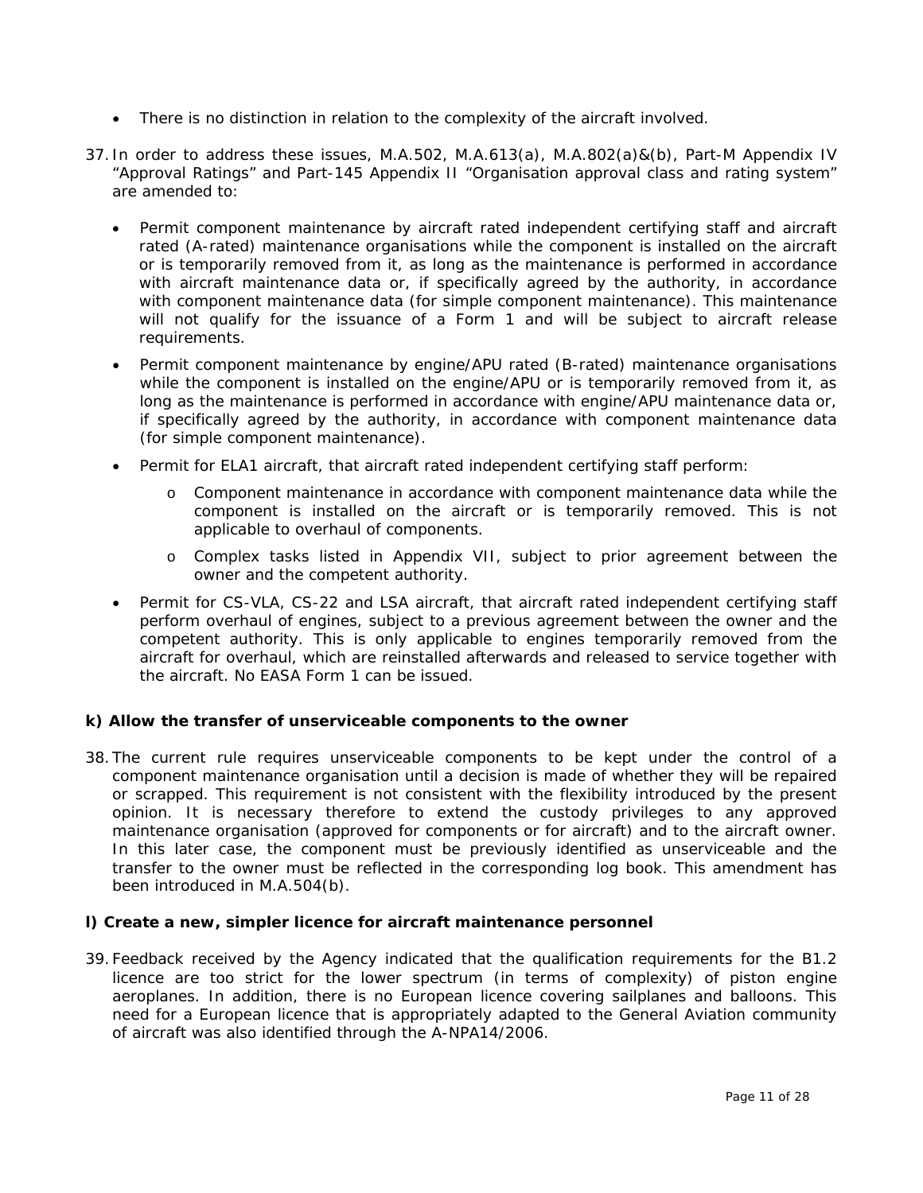- There is no distinction in relation to the complexity of the aircraft involved.

37. In order to address these issues, M.A.502, M.A.613(a), M.A.802(a)&(b), Part-M Appendix IV "Approval Ratings" and Part-145 Appendix II "Organisation approval class and rating system" are amended to:

    - Permit component maintenance by aircraft rated independent certifying staff and aircraft rated (A-rated) maintenance organisations while the component is installed on the aircraft or is temporarily removed from it, as long as the maintenance is performed in accordance with aircraft maintenance data or, if specifically agreed by the authority, in accordance with component maintenance data (for simple component maintenance). This maintenance will not qualify for the issuance of a Form 1 and will be subject to aircraft release requirements.
    - Permit component maintenance by engine/APU rated (B-rated) maintenance organisations while the component is installed on the engine/APU or is temporarily removed from it, as long as the maintenance is performed in accordance with engine/APU maintenance data or, if specifically agreed by the authority, in accordance with component maintenance data (for simple component maintenance).
    - Permit for ELA1 aircraft, that aircraft rated independent certifying staff perform:
        - Component maintenance in accordance with component maintenance data while the component is installed on the aircraft or is temporarily removed. This is not applicable to overhaul of components.
        - Complex tasks listed in Appendix VII, subject to prior agreement between the owner and the competent authority.
    - Permit for CS-VLA, CS-22 and LSA aircraft, that aircraft rated independent certifying staff perform overhaul of engines, subject to a previous agreement between the owner and the competent authority. This is only applicable to engines temporarily removed from the aircraft for overhaul, which are reinstalled afterwards and released to service together with the aircraft. No EASA Form 1 can be issued.

### k) Allow the transfer of unserviceable components to the owner

38. The current rule requires unserviceable components to be kept under the control of a component maintenance organisation until a decision is made of whether they will be repaired or scrapped. This requirement is not consistent with the flexibility introduced by the present opinion. It is necessary therefore to extend the custody privileges to any approved maintenance organisation (approved for components or for aircraft) and to the aircraft owner. In this later case, the component must be previously identified as unserviceable and the transfer to the owner must be reflected in the corresponding log book. This amendment has been introduced in M.A.504(b).

### l) Create a new, simpler licence for aircraft maintenance personnel

39. Feedback received by the Agency indicated that the qualification requirements for the B1.2 licence are too strict for the lower spectrum (in terms of complexity) of piston engine aeroplanes. In addition, there is no European licence covering sailplanes and balloons. This need for a European licence that is appropriately adapted to the General Aviation community of aircraft was also identified through the A-NPA14/2006.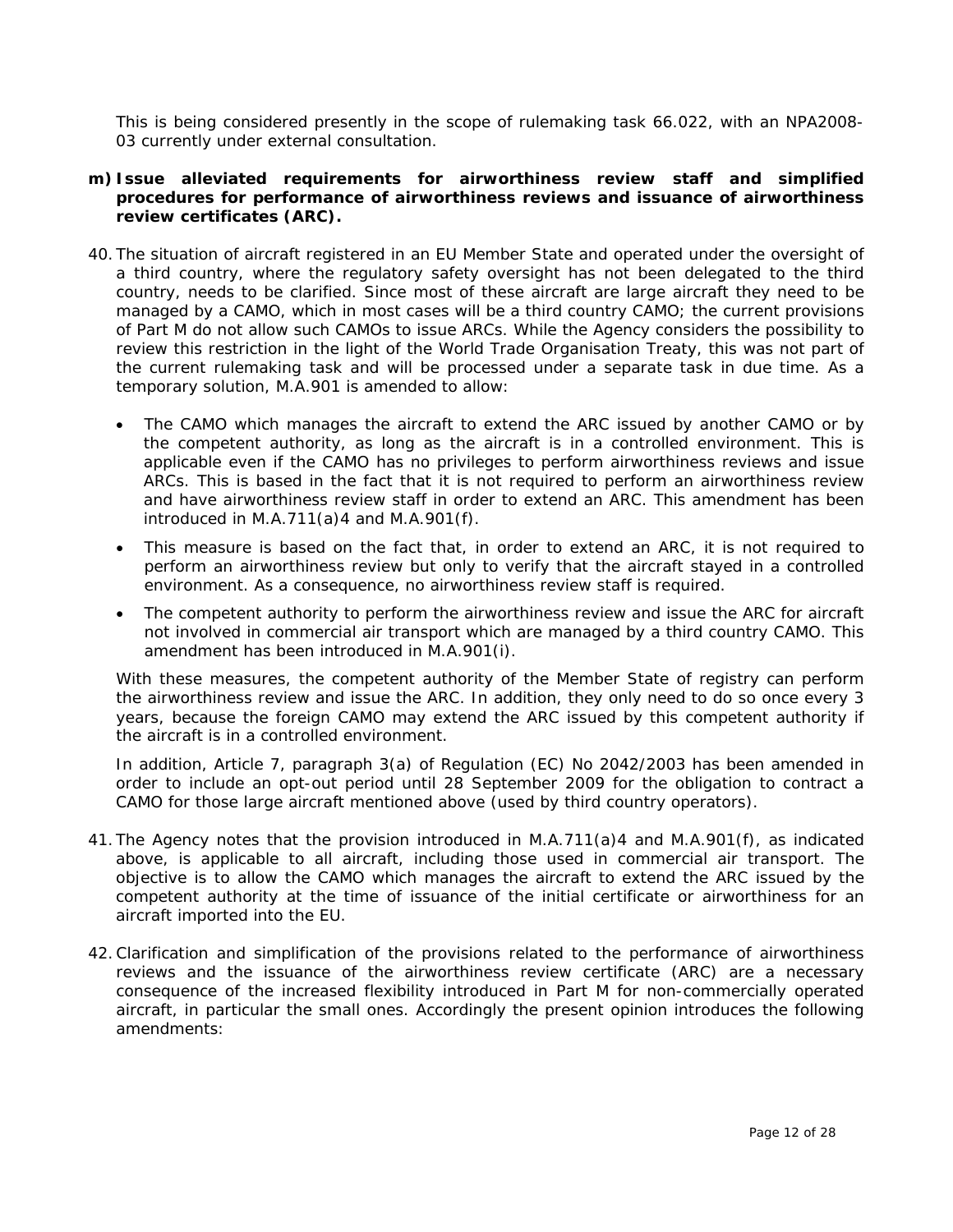This is being considered presently in the scope of rulemaking task 66.022, with an NPA2008-03 currently under external consultation.

**m) Issue alleviated requirements for airworthiness review staff and simplified procedures for performance of airworthiness reviews and issuance of airworthiness review certificates (ARC).**

40. The situation of aircraft registered in an EU Member State and operated under the oversight of a third country, where the regulatory safety oversight has not been delegated to the third country, needs to be clarified. Since most of these aircraft are large aircraft they need to be managed by a CAMO, which in most cases will be a third country CAMO; the current provisions of Part M do not allow such CAMOs to issue ARCs. While the Agency considers the possibility to review this restriction in the light of the World Trade Organisation Treaty, this was not part of the current rulemaking task and will be processed under a separate task in due time. As a temporary solution, M.A.901 is amended to allow:

    - The CAMO which manages the aircraft to extend the ARC issued by another CAMO or by the competent authority, as long as the aircraft is in a controlled environment. This is applicable even if the CAMO has no privileges to perform airworthiness reviews and issue ARCs. This is based in the fact that it is not required to perform an airworthiness review and have airworthiness review staff in order to extend an ARC. This amendment has been introduced in M.A.711(a)4 and M.A.901(f).
    - This measure is based on the fact that, in order to extend an ARC, it is not required to perform an airworthiness review but only to verify that the aircraft stayed in a controlled environment. As a consequence, no airworthiness review staff is required.
    - The competent authority to perform the airworthiness review and issue the ARC for aircraft not involved in commercial air transport which are managed by a third country CAMO. This amendment has been introduced in M.A.901(i).

    With these measures, the competent authority of the Member State of registry can perform the airworthiness review and issue the ARC. In addition, they only need to do so once every 3 years, because the foreign CAMO may extend the ARC issued by this competent authority if the aircraft is in a controlled environment.

    In addition, Article 7, paragraph 3(a) of Regulation (EC) No 2042/2003 has been amended in order to include an opt-out period until 28 September 2009 for the obligation to contract a CAMO for those large aircraft mentioned above (used by third country operators).

41. The Agency notes that the provision introduced in M.A.711(a)4 and M.A.901(f), as indicated above, is applicable to all aircraft, including those used in commercial air transport. The objective is to allow the CAMO which manages the aircraft to extend the ARC issued by the competent authority at the time of issuance of the initial certificate or airworthiness for an aircraft imported into the EU.

42. Clarification and simplification of the provisions related to the performance of airworthiness reviews and the issuance of the airworthiness review certificate (ARC) are a necessary consequence of the increased flexibility introduced in Part M for non-commercially operated aircraft, in particular the small ones. Accordingly the present opinion introduces the following amendments: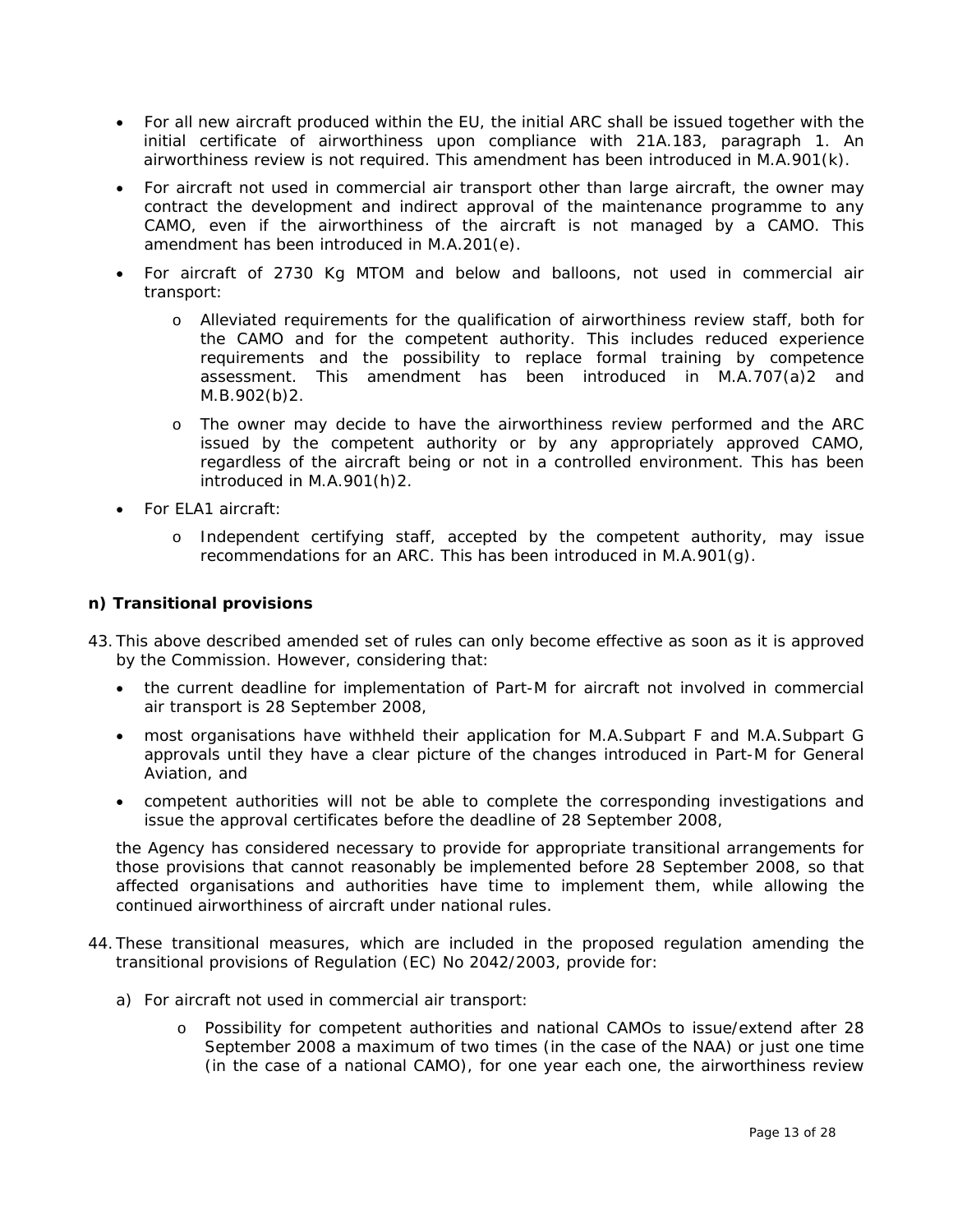- For all new aircraft produced within the EU, the initial ARC shall be issued together with the initial certificate of airworthiness upon compliance with 21A.183, paragraph 1. An airworthiness review is not required. This amendment has been introduced in M.A.901(k).
- For aircraft not used in commercial air transport other than large aircraft, the owner may contract the development and indirect approval of the maintenance programme to any CAMO, even if the airworthiness of the aircraft is not managed by a CAMO. This amendment has been introduced in M.A.201(e).
- For aircraft of 2730 Kg MTOM and below and balloons, not used in commercial air transport:
  - Alleviated requirements for the qualification of airworthiness review staff, both for the CAMO and for the competent authority. This includes reduced experience requirements and the possibility to replace formal training by competence assessment. This amendment has been introduced in M.A.707(a)2 and M.B.902(b)2.
  - The owner may decide to have the airworthiness review performed and the ARC issued by the competent authority or by any appropriately approved CAMO, regardless of the aircraft being or not in a controlled environment. This has been introduced in M.A.901(h)2.
- For ELA1 aircraft:
  - Independent certifying staff, accepted by the competent authority, may issue recommendations for an ARC. This has been introduced in M.A.901(g).

**n) Transitional provisions**

43. This above described amended set of rules can only become effective as soon as it is approved by the Commission. However, considering that:
    - the current deadline for implementation of Part-M for aircraft not involved in commercial air transport is 28 September 2008,
    - most organisations have withheld their application for M.A.Subpart F and M.A.Subpart G approvals until they have a clear picture of the changes introduced in Part-M for General Aviation, and
    - competent authorities will not be able to complete the corresponding investigations and issue the approval certificates before the deadline of 28 September 2008,

    the Agency has considered necessary to provide for appropriate transitional arrangements for those provisions that cannot reasonably be implemented before 28 September 2008, so that affected organisations and authorities have time to implement them, while allowing the continued airworthiness of aircraft under national rules.

44. These transitional measures, which are included in the proposed regulation amending the transitional provisions of Regulation (EC) No 2042/2003, provide for:
    a) For aircraft not used in commercial air transport:
       - Possibility for competent authorities and national CAMOs to issue/extend after 28 September 2008 a maximum of two times (in the case of the NAA) or just one time (in the case of a national CAMO), for one year each one, the airworthiness review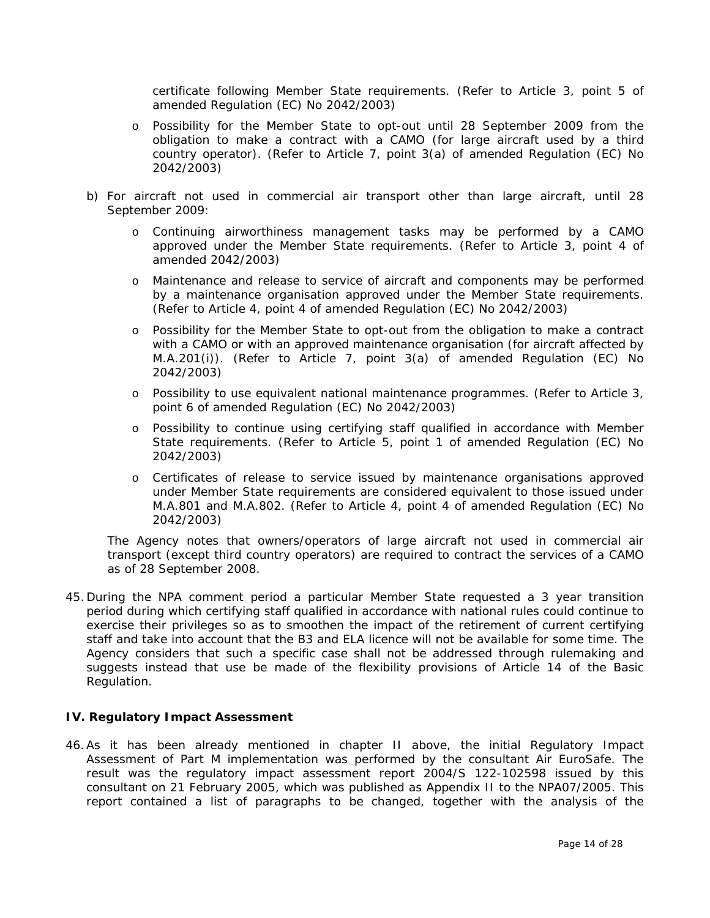certificate following Member State requirements. (Refer to Article 3, point 5 of amended Regulation (EC) No 2042/2003)

  - Possibility for the Member State to opt-out until 28 September 2009 from the obligation to make a contract with a CAMO (for large aircraft used by a third country operator). (Refer to Article 7, point 3(a) of amended Regulation (EC) No 2042/2003)

b) For aircraft not used in commercial air transport other than large aircraft, until 28 September 2009:

  - Continuing airworthiness management tasks may be performed by a CAMO approved under the Member State requirements. (Refer to Article 3, point 4 of amended 2042/2003)
  - Maintenance and release to service of aircraft and components may be performed by a maintenance organisation approved under the Member State requirements. (Refer to Article 4, point 4 of amended Regulation (EC) No 2042/2003)
  - Possibility for the Member State to opt-out from the obligation to make a contract with a CAMO or with an approved maintenance organisation (for aircraft affected by M.A.201(i)). (Refer to Article 7, point 3(a) of amended Regulation (EC) No 2042/2003)
  - Possibility to use equivalent national maintenance programmes. (Refer to Article 3, point 6 of amended Regulation (EC) No 2042/2003)
  - Possibility to continue using certifying staff qualified in accordance with Member State requirements. (Refer to Article 5, point 1 of amended Regulation (EC) No 2042/2003)
  - Certificates of release to service issued by maintenance organisations approved under Member State requirements are considered equivalent to those issued under M.A.801 and M.A.802. (Refer to Article 4, point 4 of amended Regulation (EC) No 2042/2003)

The Agency notes that owners/operators of large aircraft not used in commercial air transport (except third country operators) are required to contract the services of a CAMO as of 28 September 2008.

45. During the NPA comment period a particular Member State requested a 3 year transition period during which certifying staff qualified in accordance with national rules could continue to exercise their privileges so as to smoothen the impact of the retirement of current certifying staff and take into account that the B3 and ELA licence will not be available for some time. The Agency considers that such a specific case shall not be addressed through rulemaking and suggests instead that use be made of the flexibility provisions of Article 14 of the Basic Regulation.

**IV. Regulatory Impact Assessment**

46. As it has been already mentioned in chapter II above, the initial Regulatory Impact Assessment of Part M implementation was performed by the consultant Air EuroSafe. The result was the regulatory impact assessment report 2004/S 122-102598 issued by this consultant on 21 February 2005, which was published as Appendix II to the NPA07/2005. This report contained a list of paragraphs to be changed, together with the analysis of the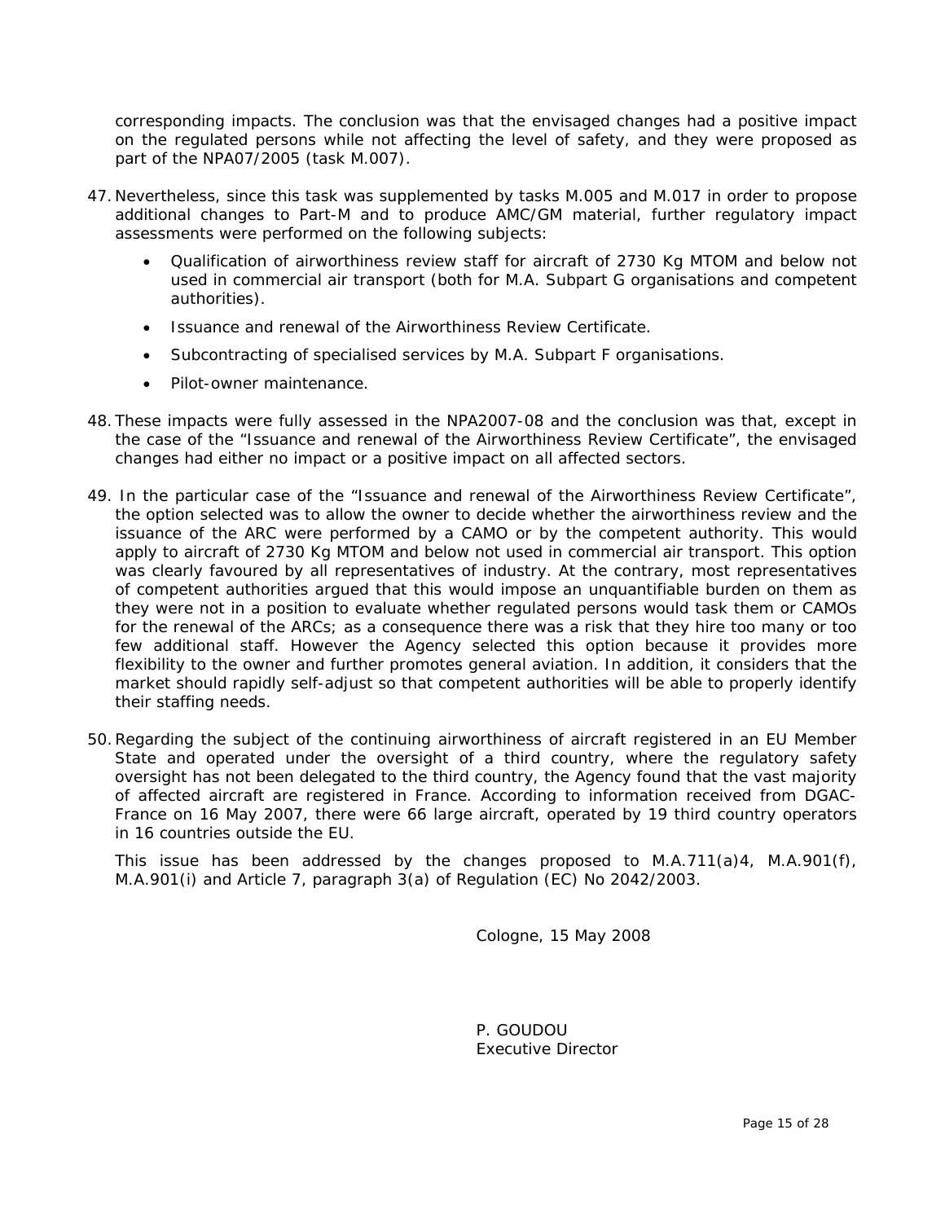corresponding impacts. The conclusion was that the envisaged changes had a positive impact on the regulated persons while not affecting the level of safety, and they were proposed as part of the NPA07/2005 (task M.007).

47. Nevertheless, since this task was supplemented by tasks M.005 and M.017 in order to propose additional changes to Part-M and to produce AMC/GM material, further regulatory impact assessments were performed on the following subjects:

    - Qualification of airworthiness review staff for aircraft of 2730 Kg MTOM and below not used in commercial air transport (both for M.A. Subpart G organisations and competent authorities).
    - Issuance and renewal of the Airworthiness Review Certificate.
    - Subcontracting of specialised services by M.A. Subpart F organisations.
    - Pilot-owner maintenance.

48. These impacts were fully assessed in the NPA2007-08 and the conclusion was that, except in the case of the "Issuance and renewal of the Airworthiness Review Certificate", the envisaged changes had either no impact or a positive impact on all affected sectors.

49. In the particular case of the "Issuance and renewal of the Airworthiness Review Certificate", the option selected was to allow the owner to decide whether the airworthiness review and the issuance of the ARC were performed by a CAMO or by the competent authority. This would apply to aircraft of 2730 Kg MTOM and below not used in commercial air transport. This option was clearly favoured by all representatives of industry. At the contrary, most representatives of competent authorities argued that this would impose an unquantifiable burden on them as they were not in a position to evaluate whether regulated persons would task them or CAMOs for the renewal of the ARCs; as a consequence there was a risk that they hire too many or too few additional staff. However the Agency selected this option because it provides more flexibility to the owner and further promotes general aviation. In addition, it considers that the market should rapidly self-adjust so that competent authorities will be able to properly identify their staffing needs.

50. Regarding the subject of the continuing airworthiness of aircraft registered in an EU Member State and operated under the oversight of a third country, where the regulatory safety oversight has not been delegated to the third country, the Agency found that the vast majority of affected aircraft are registered in France. According to information received from DGAC-France on 16 May 2007, there were 66 large aircraft, operated by 19 third country operators in 16 countries outside the EU.

    This issue has been addressed by the changes proposed to M.A.711(a)4, M.A.901(f), M.A.901(i) and Article 7, paragraph 3(a) of Regulation (EC) No 2042/2003.

Cologne, 15 May 2008

P. GOUDOU
Executive Director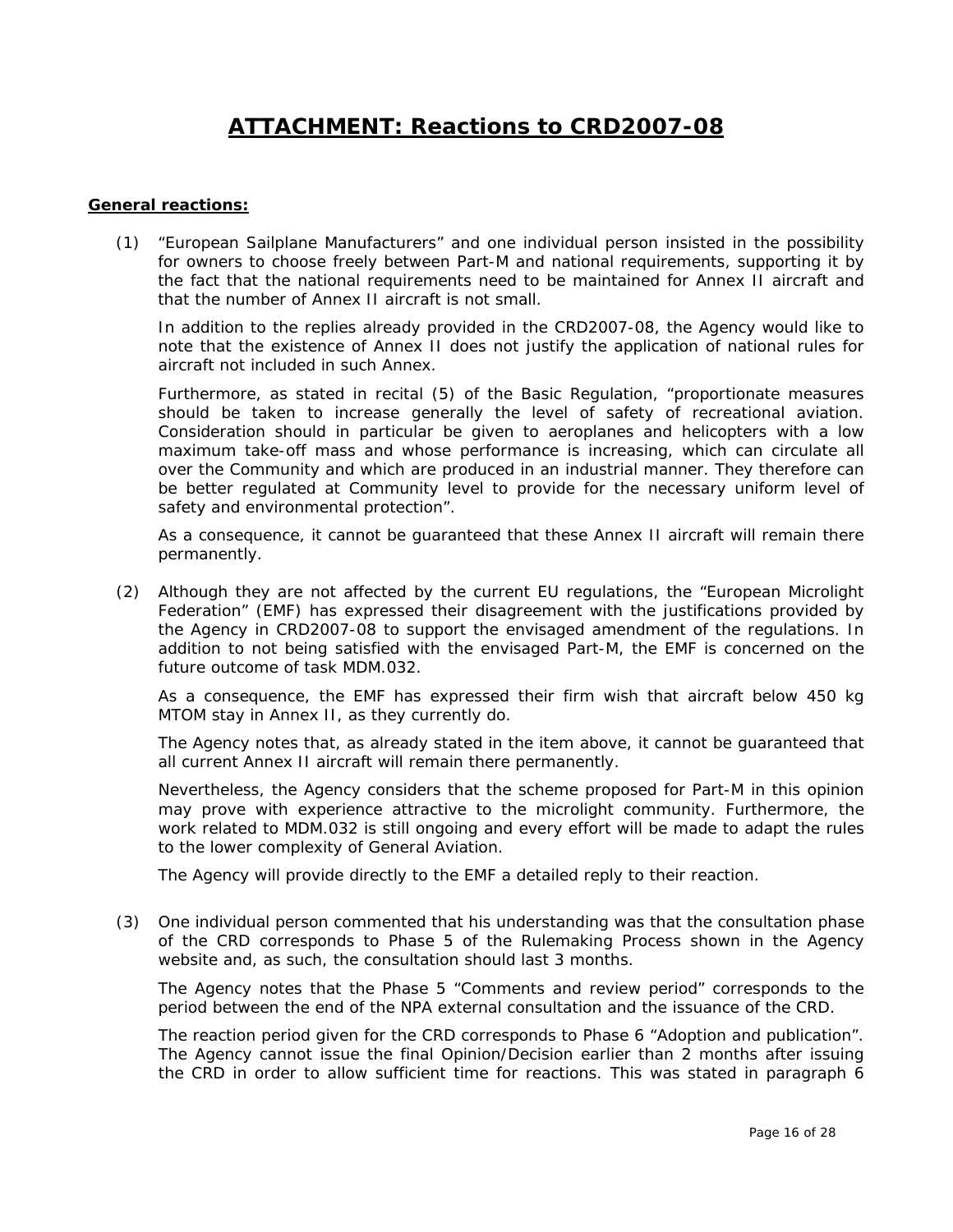# ATTACHMENT: Reactions to CRD2007-08

**General reactions:**

(1) "European Sailplane Manufacturers" and one individual person insisted in the possibility for owners to choose freely between Part-M and national requirements, supporting it by the fact that the national requirements need to be maintained for Annex II aircraft and that the number of Annex II aircraft is not small.

In addition to the replies already provided in the CRD2007-08, the Agency would like to note that the existence of Annex II does not justify the application of national rules for aircraft not included in such Annex.

Furthermore, as stated in recital (5) of the Basic Regulation, "proportionate measures should be taken to increase generally the level of safety of recreational aviation. Consideration should in particular be given to aeroplanes and helicopters with a low maximum take-off mass and whose performance is increasing, which can circulate all over the Community and which are produced in an industrial manner. They therefore can be better regulated at Community level to provide for the necessary uniform level of safety and environmental protection".

As a consequence, it cannot be guaranteed that these Annex II aircraft will remain there permanently.

(2) Although they are not affected by the current EU regulations, the "European Microlight Federation" (EMF) has expressed their disagreement with the justifications provided by the Agency in CRD2007-08 to support the envisaged amendment of the regulations. In addition to not being satisfied with the envisaged Part-M, the EMF is concerned on the future outcome of task MDM.032.

As a consequence, the EMF has expressed their firm wish that aircraft below 450 kg MTOM stay in Annex II, as they currently do.

The Agency notes that, as already stated in the item above, it cannot be guaranteed that all current Annex II aircraft will remain there permanently.

Nevertheless, the Agency considers that the scheme proposed for Part-M in this opinion may prove with experience attractive to the microlight community. Furthermore, the work related to MDM.032 is still ongoing and every effort will be made to adapt the rules to the lower complexity of General Aviation.

The Agency will provide directly to the EMF a detailed reply to their reaction.

(3) One individual person commented that his understanding was that the consultation phase of the CRD corresponds to Phase 5 of the Rulemaking Process shown in the Agency website and, as such, the consultation should last 3 months.

The Agency notes that the Phase 5 "Comments and review period" corresponds to the period between the end of the NPA external consultation and the issuance of the CRD.

The reaction period given for the CRD corresponds to Phase 6 "Adoption and publication". The Agency cannot issue the final Opinion/Decision earlier than 2 months after issuing the CRD in order to allow sufficient time for reactions. This was stated in paragraph 6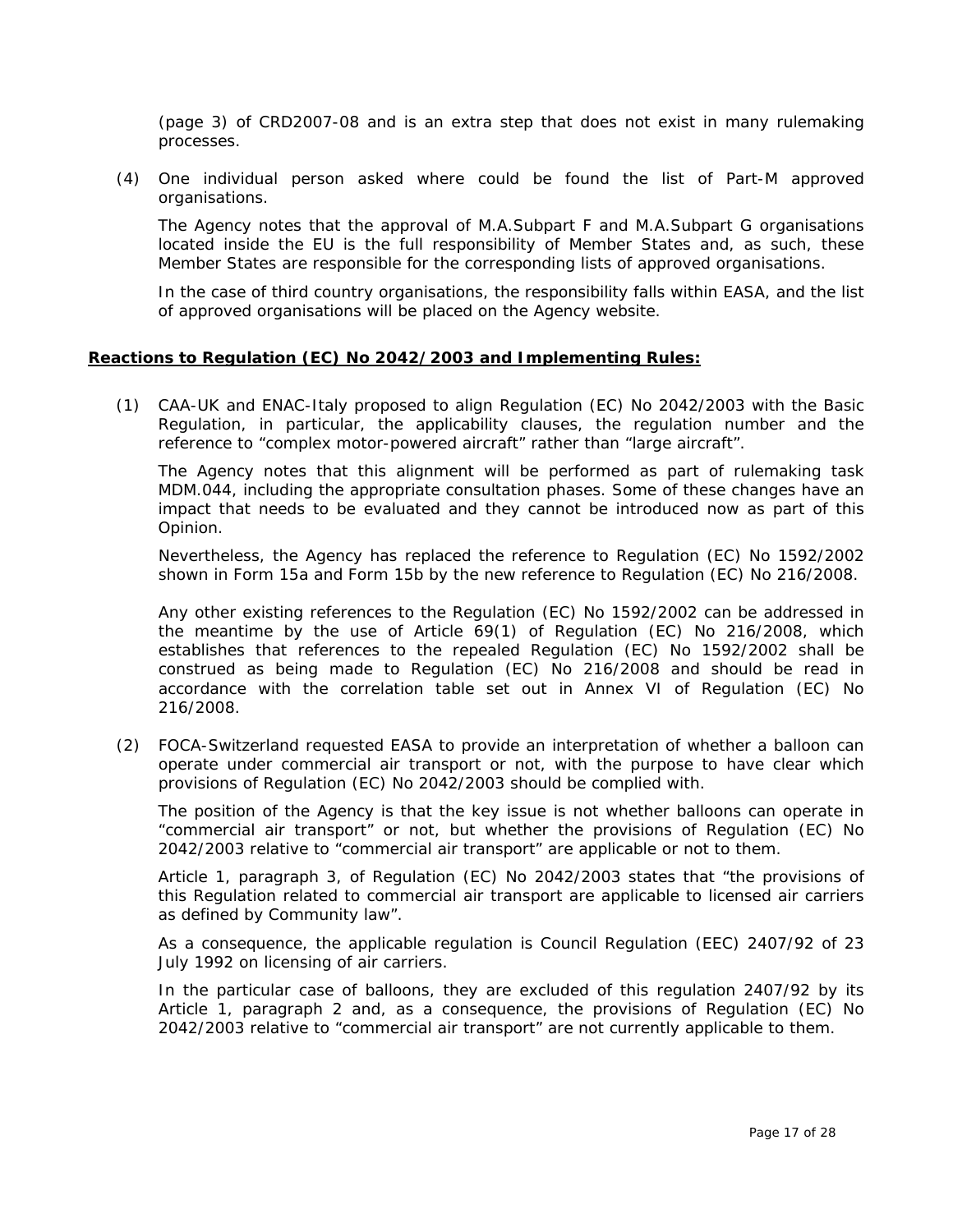(page 3) of CRD2007-08 and is an extra step that does not exist in many rulemaking processes.

(4) One individual person asked where could be found the list of Part-M approved organisations.

The Agency notes that the approval of M.A.Subpart F and M.A.Subpart G organisations located inside the EU is the full responsibility of Member States and, as such, these Member States are responsible for the corresponding lists of approved organisations.

In the case of third country organisations, the responsibility falls within EASA, and the list of approved organisations will be placed on the Agency website.

**Reactions to Regulation (EC) No 2042/2003 and Implementing Rules:**

(1) CAA-UK and ENAC-Italy proposed to align Regulation (EC) No 2042/2003 with the Basic Regulation, in particular, the applicability clauses, the regulation number and the reference to "complex motor-powered aircraft" rather than "large aircraft".

The Agency notes that this alignment will be performed as part of rulemaking task MDM.044, including the appropriate consultation phases. Some of these changes have an impact that needs to be evaluated and they cannot be introduced now as part of this Opinion.

Nevertheless, the Agency has replaced the reference to Regulation (EC) No 1592/2002 shown in Form 15a and Form 15b by the new reference to Regulation (EC) No 216/2008.

Any other existing references to the Regulation (EC) No 1592/2002 can be addressed in the meantime by the use of Article 69(1) of Regulation (EC) No 216/2008, which establishes that references to the repealed Regulation (EC) No 1592/2002 shall be construed as being made to Regulation (EC) No 216/2008 and should be read in accordance with the correlation table set out in Annex VI of Regulation (EC) No 216/2008.

(2) FOCA-Switzerland requested EASA to provide an interpretation of whether a balloon can operate under commercial air transport or not, with the purpose to have clear which provisions of Regulation (EC) No 2042/2003 should be complied with.

The position of the Agency is that the key issue is not whether balloons can operate in "commercial air transport" or not, but whether the provisions of Regulation (EC) No 2042/2003 relative to "commercial air transport" are applicable or not to them.

Article 1, paragraph 3, of Regulation (EC) No 2042/2003 states that "the provisions of this Regulation related to commercial air transport are applicable to licensed air carriers as defined by Community law".

As a consequence, the applicable regulation is Council Regulation (EEC) 2407/92 of 23 July 1992 on licensing of air carriers.

In the particular case of balloons, they are excluded of this regulation 2407/92 by its Article 1, paragraph 2 and, as a consequence, the provisions of Regulation (EC) No 2042/2003 relative to "commercial air transport" are not currently applicable to them.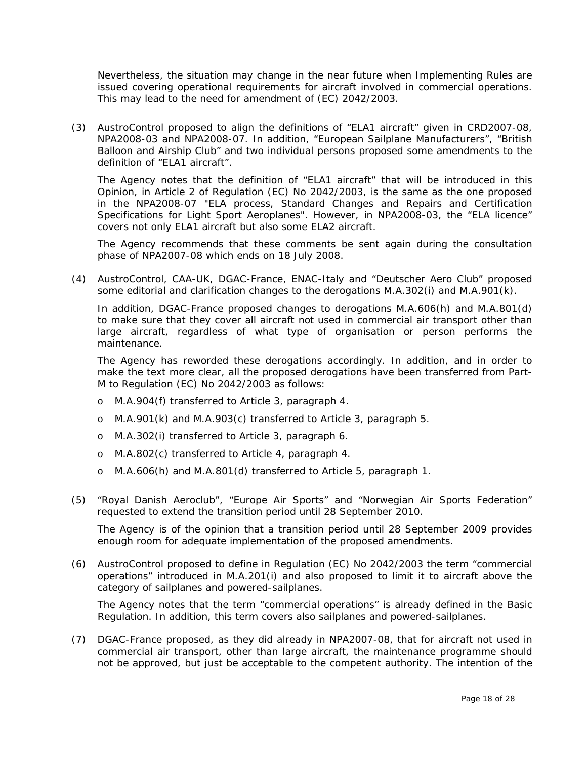Nevertheless, the situation may change in the near future when Implementing Rules are issued covering operational requirements for aircraft involved in commercial operations. This may lead to the need for amendment of (EC) 2042/2003.

(3) AustroControl proposed to align the definitions of "ELA1 aircraft" given in CRD2007-08, NPA2008-03 and NPA2008-07. In addition, "European Sailplane Manufacturers", "British Balloon and Airship Club" and two individual persons proposed some amendments to the definition of "ELA1 aircraft".

The Agency notes that the definition of "ELA1 aircraft" that will be introduced in this Opinion, in Article 2 of Regulation (EC) No 2042/2003, is the same as the one proposed in the NPA2008-07 "ELA process, Standard Changes and Repairs and Certification Specifications for Light Sport Aeroplanes". However, in NPA2008-03, the "ELA licence" covers not only ELA1 aircraft but also some ELA2 aircraft.

The Agency recommends that these comments be sent again during the consultation phase of NPA2007-08 which ends on 18 July 2008.

(4) AustroControl, CAA-UK, DGAC-France, ENAC-Italy and "Deutscher Aero Club" proposed some editorial and clarification changes to the derogations M.A.302(i) and M.A.901(k).

In addition, DGAC-France proposed changes to derogations M.A.606(h) and M.A.801(d) to make sure that they cover all aircraft not used in commercial air transport other than large aircraft, regardless of what type of organisation or person performs the maintenance.

The Agency has reworded these derogations accordingly. In addition, and in order to make the text more clear, all the proposed derogations have been transferred from Part-M to Regulation (EC) No 2042/2003 as follows:

- M.A.904(f) transferred to Article 3, paragraph 4.
- M.A.901(k) and M.A.903(c) transferred to Article 3, paragraph 5.
- M.A.302(i) transferred to Article 3, paragraph 6.
- M.A.802(c) transferred to Article 4, paragraph 4.
- M.A.606(h) and M.A.801(d) transferred to Article 5, paragraph 1.

(5) "Royal Danish Aeroclub", "Europe Air Sports" and "Norwegian Air Sports Federation" requested to extend the transition period until 28 September 2010.

The Agency is of the opinion that a transition period until 28 September 2009 provides enough room for adequate implementation of the proposed amendments.

(6) AustroControl proposed to define in Regulation (EC) No 2042/2003 the term "commercial operations" introduced in M.A.201(i) and also proposed to limit it to aircraft above the category of sailplanes and powered-sailplanes.

The Agency notes that the term "commercial operations" is already defined in the Basic Regulation. In addition, this term covers also sailplanes and powered-sailplanes.

(7) DGAC-France proposed, as they did already in NPA2007-08, that for aircraft not used in commercial air transport, other than large aircraft, the maintenance programme should not be approved, but just be acceptable to the competent authority. The intention of the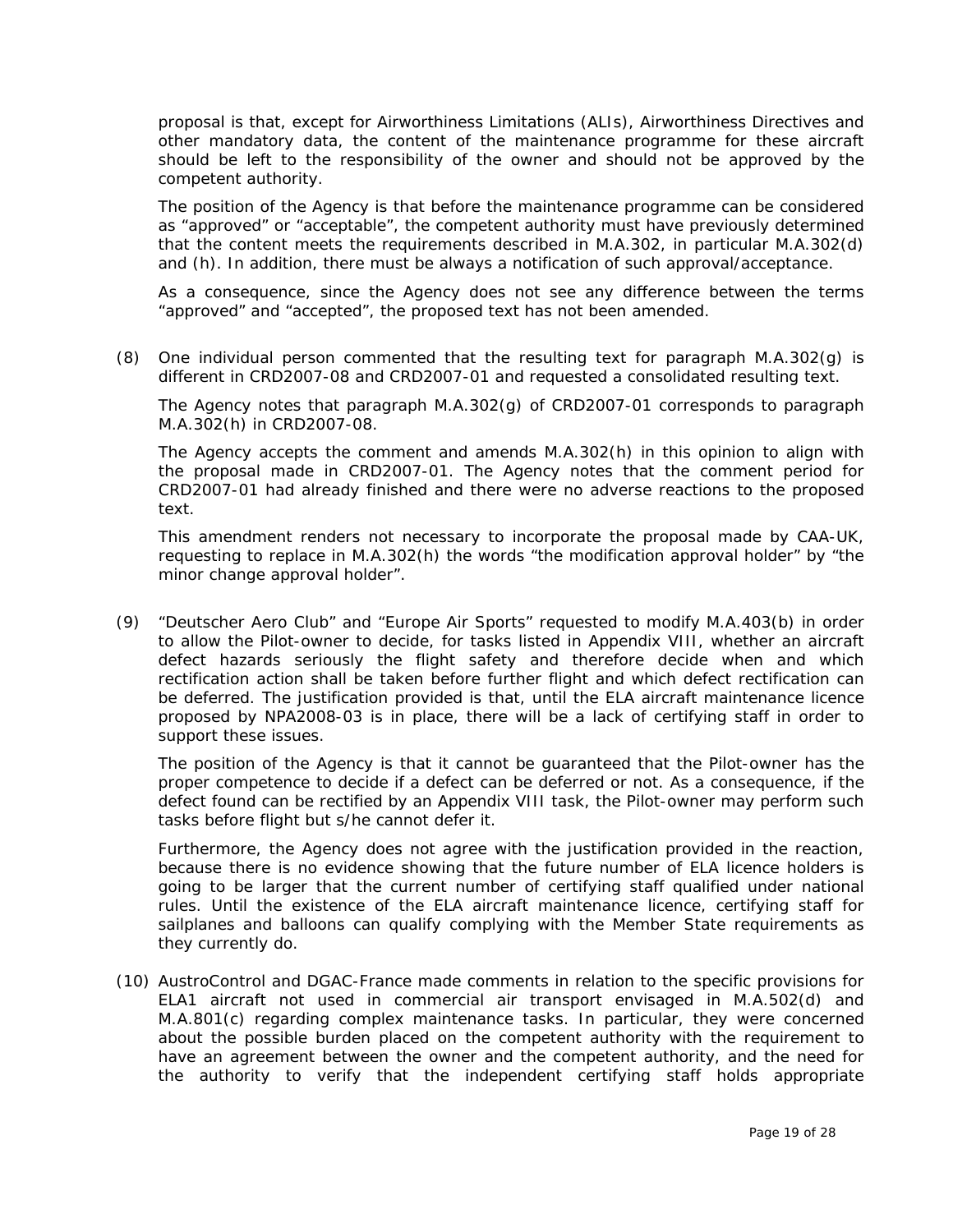proposal is that, except for Airworthiness Limitations (ALIs), Airworthiness Directives and other mandatory data, the content of the maintenance programme for these aircraft should be left to the responsibility of the owner and should not be approved by the competent authority.

The position of the Agency is that before the maintenance programme can be considered as "approved" or "acceptable", the competent authority must have previously determined that the content meets the requirements described in M.A.302, in particular M.A.302(d) and (h). In addition, there must be always a notification of such approval/acceptance.

As a consequence, since the Agency does not see any difference between the terms "approved" and "accepted", the proposed text has not been amended.

(8) One individual person commented that the resulting text for paragraph M.A.302(g) is different in CRD2007-08 and CRD2007-01 and requested a consolidated resulting text.

The Agency notes that paragraph M.A.302(g) of CRD2007-01 corresponds to paragraph M.A.302(h) in CRD2007-08.

The Agency accepts the comment and amends M.A.302(h) in this opinion to align with the proposal made in CRD2007-01. The Agency notes that the comment period for CRD2007-01 had already finished and there were no adverse reactions to the proposed text.

This amendment renders not necessary to incorporate the proposal made by CAA-UK, requesting to replace in M.A.302(h) the words "the modification approval holder" by "the minor change approval holder".

(9) "Deutscher Aero Club" and "Europe Air Sports" requested to modify M.A.403(b) in order to allow the Pilot-owner to decide, for tasks listed in Appendix VIII, whether an aircraft defect hazards seriously the flight safety and therefore decide when and which rectification action shall be taken before further flight and which defect rectification can be deferred. The justification provided is that, until the ELA aircraft maintenance licence proposed by NPA2008-03 is in place, there will be a lack of certifying staff in order to support these issues.

The position of the Agency is that it cannot be guaranteed that the Pilot-owner has the proper competence to decide if a defect can be deferred or not. As a consequence, if the defect found can be rectified by an Appendix VIII task, the Pilot-owner may perform such tasks before flight but s/he cannot defer it.

Furthermore, the Agency does not agree with the justification provided in the reaction, because there is no evidence showing that the future number of ELA licence holders is going to be larger that the current number of certifying staff qualified under national rules. Until the existence of the ELA aircraft maintenance licence, certifying staff for sailplanes and balloons can qualify complying with the Member State requirements as they currently do.

(10) AustroControl and DGAC-France made comments in relation to the specific provisions for ELA1 aircraft not used in commercial air transport envisaged in M.A.502(d) and M.A.801(c) regarding complex maintenance tasks. In particular, they were concerned about the possible burden placed on the competent authority with the requirement to have an agreement between the owner and the competent authority, and the need for the authority to verify that the independent certifying staff holds appropriate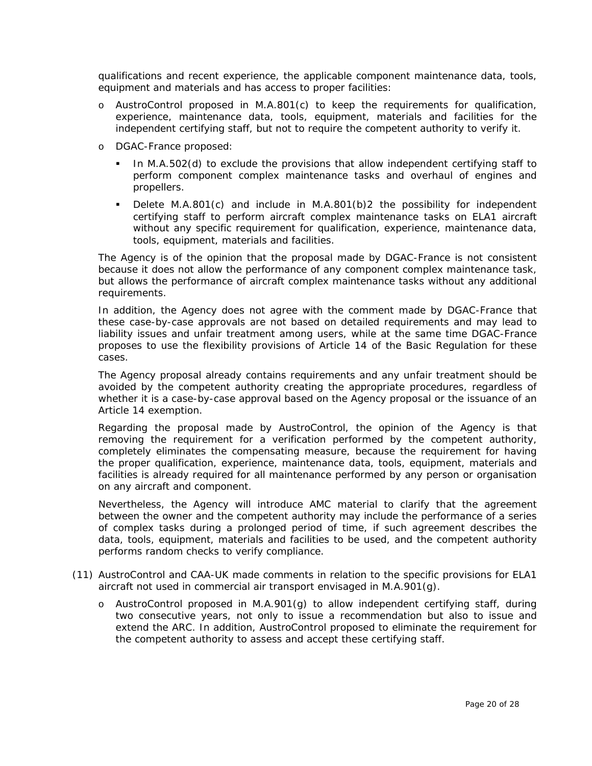qualifications and recent experience, the applicable component maintenance data, tools, equipment and materials and has access to proper facilities:

- AustroControl proposed in M.A.801(c) to keep the requirements for qualification, experience, maintenance data, tools, equipment, materials and facilities for the independent certifying staff, but not to require the competent authority to verify it.
- DGAC-France proposed:
  - In M.A.502(d) to exclude the provisions that allow independent certifying staff to perform component complex maintenance tasks and overhaul of engines and propellers.
  - Delete M.A.801(c) and include in M.A.801(b)2 the possibility for independent certifying staff to perform aircraft complex maintenance tasks on ELA1 aircraft without any specific requirement for qualification, experience, maintenance data, tools, equipment, materials and facilities.

The Agency is of the opinion that the proposal made by DGAC-France is not consistent because it does not allow the performance of any component complex maintenance task, but allows the performance of aircraft complex maintenance tasks without any additional requirements.

In addition, the Agency does not agree with the comment made by DGAC-France that these case-by-case approvals are not based on detailed requirements and may lead to liability issues and unfair treatment among users, while at the same time DGAC-France proposes to use the flexibility provisions of Article 14 of the Basic Regulation for these cases.

The Agency proposal already contains requirements and any unfair treatment should be avoided by the competent authority creating the appropriate procedures, regardless of whether it is a case-by-case approval based on the Agency proposal or the issuance of an Article 14 exemption.

Regarding the proposal made by AustroControl, the opinion of the Agency is that removing the requirement for a verification performed by the competent authority, completely eliminates the compensating measure, because the requirement for having the proper qualification, experience, maintenance data, tools, equipment, materials and facilities is already required for all maintenance performed by any person or organisation on any aircraft and component.

Nevertheless, the Agency will introduce AMC material to clarify that the agreement between the owner and the competent authority may include the performance of a series of complex tasks during a prolonged period of time, if such agreement describes the data, tools, equipment, materials and facilities to be used, and the competent authority performs random checks to verify compliance.

(11) AustroControl and CAA-UK made comments in relation to the specific provisions for ELA1 aircraft not used in commercial air transport envisaged in M.A.901(g).

- AustroControl proposed in M.A.901(g) to allow independent certifying staff, during two consecutive years, not only to issue a recommendation but also to issue and extend the ARC. In addition, AustroControl proposed to eliminate the requirement for the competent authority to assess and accept these certifying staff.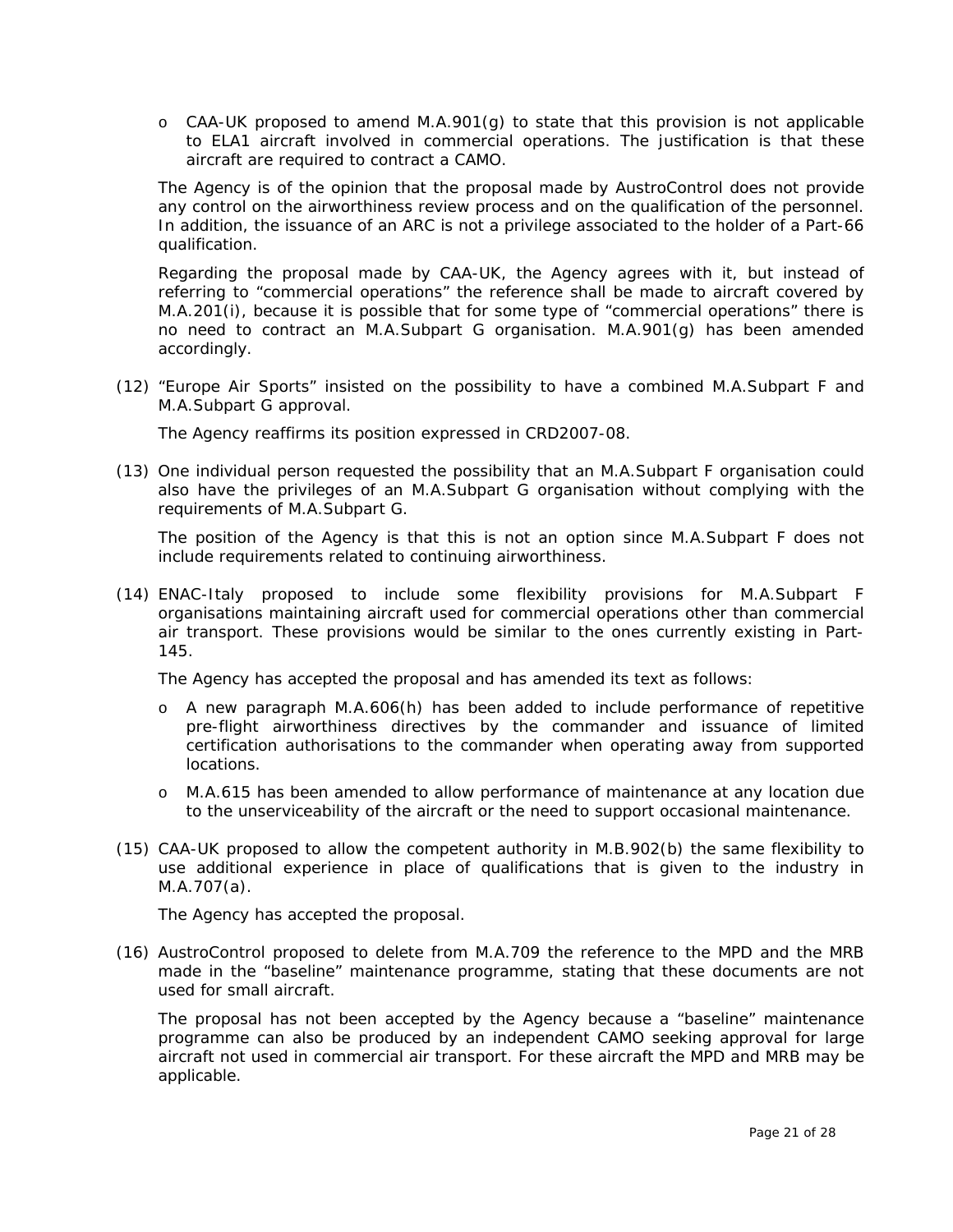- CAA-UK proposed to amend M.A.901(g) to state that this provision is not applicable to ELA1 aircraft involved in commercial operations. The justification is that these aircraft are required to contract a CAMO.

The Agency is of the opinion that the proposal made by AustroControl does not provide any control on the airworthiness review process and on the qualification of the personnel. In addition, the issuance of an ARC is not a privilege associated to the holder of a Part-66 qualification.

Regarding the proposal made by CAA-UK, the Agency agrees with it, but instead of referring to "commercial operations" the reference shall be made to aircraft covered by M.A.201(i), because it is possible that for some type of "commercial operations" there is no need to contract an M.A.Subpart G organisation. M.A.901(g) has been amended accordingly.

(12) "Europe Air Sports" insisted on the possibility to have a combined M.A.Subpart F and M.A.Subpart G approval.

The Agency reaffirms its position expressed in CRD2007-08.

(13) One individual person requested the possibility that an M.A.Subpart F organisation could also have the privileges of an M.A.Subpart G organisation without complying with the requirements of M.A.Subpart G.

The position of the Agency is that this is not an option since M.A.Subpart F does not include requirements related to continuing airworthiness.

(14) ENAC-Italy proposed to include some flexibility provisions for M.A.Subpart F organisations maintaining aircraft used for commercial operations other than commercial air transport. These provisions would be similar to the ones currently existing in Part-145.

The Agency has accepted the proposal and has amended its text as follows:

- A new paragraph M.A.606(h) has been added to include performance of repetitive pre-flight airworthiness directives by the commander and issuance of limited certification authorisations to the commander when operating away from supported locations.
- M.A.615 has been amended to allow performance of maintenance at any location due to the unserviceability of the aircraft or the need to support occasional maintenance.

(15) CAA-UK proposed to allow the competent authority in M.B.902(b) the same flexibility to use additional experience in place of qualifications that is given to the industry in M.A.707(a).

The Agency has accepted the proposal.

(16) AustroControl proposed to delete from M.A.709 the reference to the MPD and the MRB made in the "baseline" maintenance programme, stating that these documents are not used for small aircraft.

The proposal has not been accepted by the Agency because a "baseline" maintenance programme can also be produced by an independent CAMO seeking approval for large aircraft not used in commercial air transport. For these aircraft the MPD and MRB may be applicable.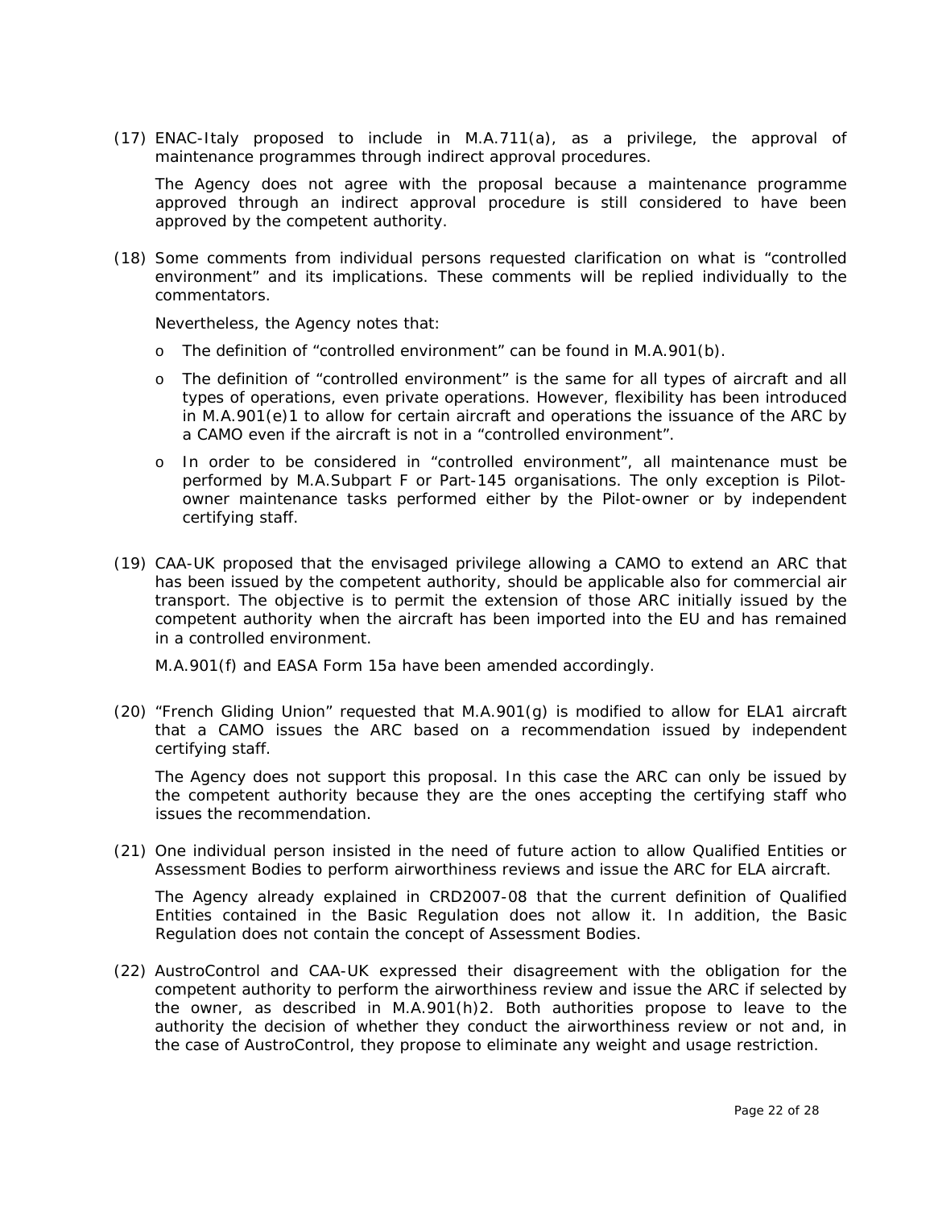(17) ENAC-Italy proposed to include in M.A.711(a), as a privilege, the approval of maintenance programmes through indirect approval procedures.

The Agency does not agree with the proposal because a maintenance programme approved through an indirect approval procedure is still considered to have been approved by the competent authority.

(18) Some comments from individual persons requested clarification on what is "controlled environment" and its implications. These comments will be replied individually to the commentators.

Nevertheless, the Agency notes that:

- The definition of "controlled environment" can be found in M.A.901(b).
- The definition of "controlled environment" is the same for all types of aircraft and all types of operations, even private operations. However, flexibility has been introduced in M.A.901(e)1 to allow for certain aircraft and operations the issuance of the ARC by a CAMO even if the aircraft is not in a "controlled environment".
- In order to be considered in "controlled environment", all maintenance must be performed by M.A.Subpart F or Part-145 organisations. The only exception is Pilot-owner maintenance tasks performed either by the Pilot-owner or by independent certifying staff.

(19) CAA-UK proposed that the envisaged privilege allowing a CAMO to extend an ARC that has been issued by the competent authority, should be applicable also for commercial air transport. The objective is to permit the extension of those ARC initially issued by the competent authority when the aircraft has been imported into the EU and has remained in a controlled environment.

M.A.901(f) and EASA Form 15a have been amended accordingly.

(20) "French Gliding Union" requested that M.A.901(g) is modified to allow for ELA1 aircraft that a CAMO issues the ARC based on a recommendation issued by independent certifying staff.

The Agency does not support this proposal. In this case the ARC can only be issued by the competent authority because they are the ones accepting the certifying staff who issues the recommendation.

(21) One individual person insisted in the need of future action to allow Qualified Entities or Assessment Bodies to perform airworthiness reviews and issue the ARC for ELA aircraft.

The Agency already explained in CRD2007-08 that the current definition of Qualified Entities contained in the Basic Regulation does not allow it. In addition, the Basic Regulation does not contain the concept of Assessment Bodies.

(22) AustroControl and CAA-UK expressed their disagreement with the obligation for the competent authority to perform the airworthiness review and issue the ARC if selected by the owner, as described in M.A.901(h)2. Both authorities propose to leave to the authority the decision of whether they conduct the airworthiness review or not and, in the case of AustroControl, they propose to eliminate any weight and usage restriction.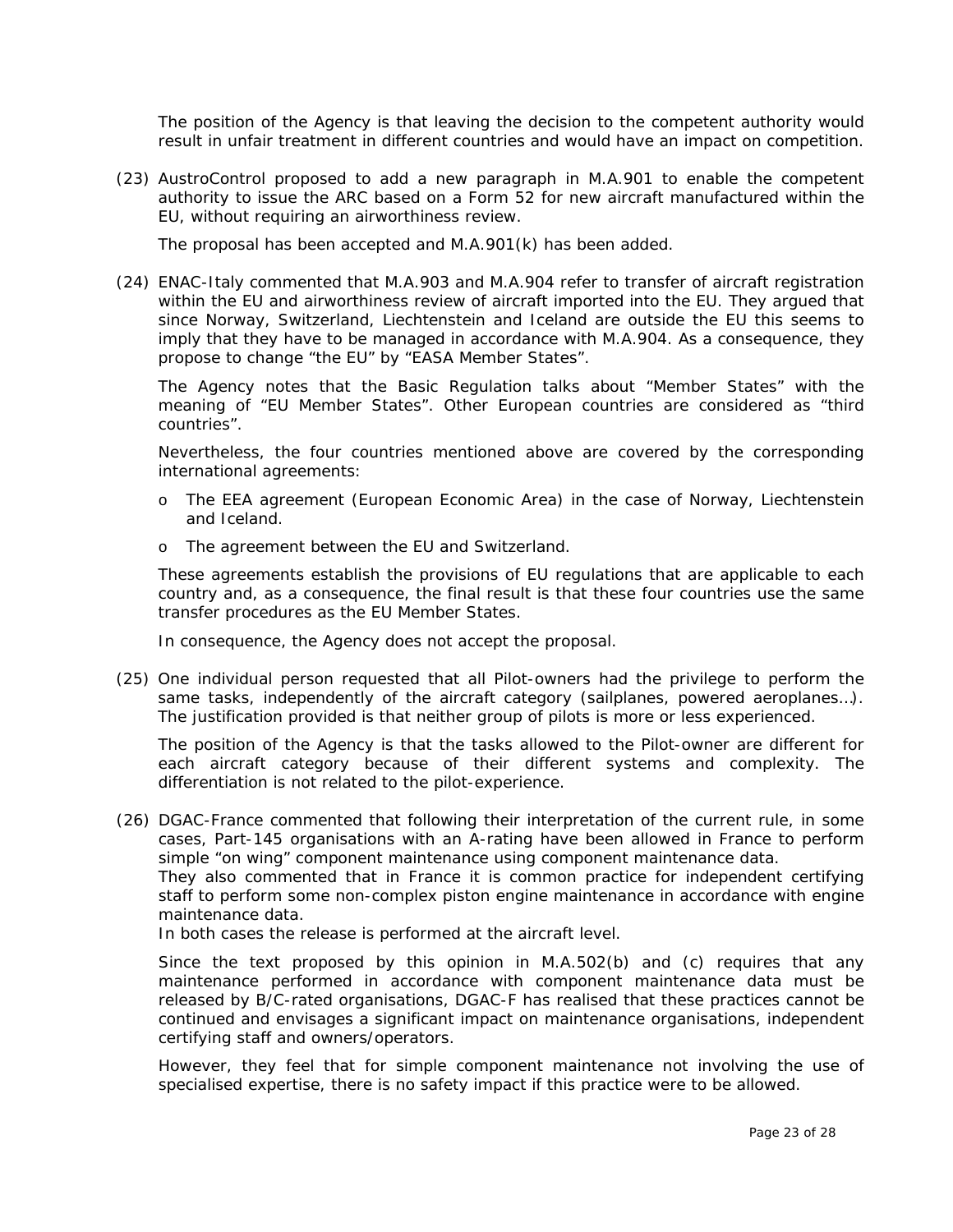The position of the Agency is that leaving the decision to the competent authority would result in unfair treatment in different countries and would have an impact on competition.

(23) AustroControl proposed to add a new paragraph in M.A.901 to enable the competent authority to issue the ARC based on a Form 52 for new aircraft manufactured within the EU, without requiring an airworthiness review.

The proposal has been accepted and M.A.901(k) has been added.

(24) ENAC-Italy commented that M.A.903 and M.A.904 refer to transfer of aircraft registration within the EU and airworthiness review of aircraft imported into the EU. They argued that since Norway, Switzerland, Liechtenstein and Iceland are outside the EU this seems to imply that they have to be managed in accordance with M.A.904. As a consequence, they propose to change "the EU" by "EASA Member States".

The Agency notes that the Basic Regulation talks about "Member States" with the meaning of "EU Member States". Other European countries are considered as "third countries".

Nevertheless, the four countries mentioned above are covered by the corresponding international agreements:

- The EEA agreement (European Economic Area) in the case of Norway, Liechtenstein and Iceland.
- The agreement between the EU and Switzerland.

These agreements establish the provisions of EU regulations that are applicable to each country and, as a consequence, the final result is that these four countries use the same transfer procedures as the EU Member States.

In consequence, the Agency does not accept the proposal.

(25) One individual person requested that all Pilot-owners had the privilege to perform the same tasks, independently of the aircraft category (sailplanes, powered aeroplanes…). The justification provided is that neither group of pilots is more or less experienced.

The position of the Agency is that the tasks allowed to the Pilot-owner are different for each aircraft category because of their different systems and complexity. The differentiation is not related to the pilot-experience.

(26) DGAC-France commented that following their interpretation of the current rule, in some cases, Part-145 organisations with an A-rating have been allowed in France to perform simple "on wing" component maintenance using component maintenance data.
They also commented that in France it is common practice for independent certifying staff to perform some non-complex piston engine maintenance in accordance with engine maintenance data.
In both cases the release is performed at the aircraft level.

Since the text proposed by this opinion in M.A.502(b) and (c) requires that any maintenance performed in accordance with component maintenance data must be released by B/C-rated organisations, DGAC-F has realised that these practices cannot be continued and envisages a significant impact on maintenance organisations, independent certifying staff and owners/operators.

However, they feel that for simple component maintenance not involving the use of specialised expertise, there is no safety impact if this practice were to be allowed.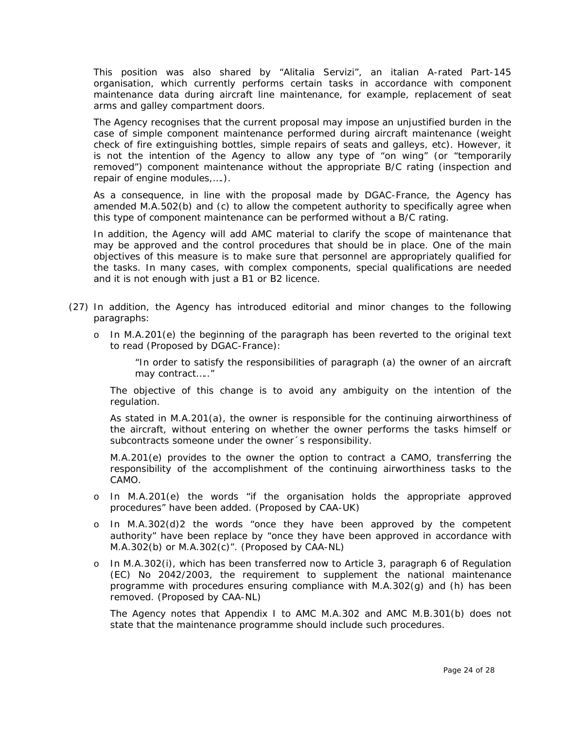This position was also shared by "Alitalia Servizi", an italian A-rated Part-145 organisation, which currently performs certain tasks in accordance with component maintenance data during aircraft line maintenance, for example, replacement of seat arms and galley compartment doors.

The Agency recognises that the current proposal may impose an unjustified burden in the case of simple component maintenance performed during aircraft maintenance (weight check of fire extinguishing bottles, simple repairs of seats and galleys, etc). However, it is not the intention of the Agency to allow any type of "on wing" (or "temporarily removed") component maintenance without the appropriate B/C rating (inspection and repair of engine modules,….).

As a consequence, in line with the proposal made by DGAC-France, the Agency has amended M.A.502(b) and (c) to allow the competent authority to specifically agree when this type of component maintenance can be performed without a B/C rating.

In addition, the Agency will add AMC material to clarify the scope of maintenance that may be approved and the control procedures that should be in place. One of the main objectives of this measure is to make sure that personnel are appropriately qualified for the tasks. In many cases, with complex components, special qualifications are needed and it is not enough with just a B1 or B2 licence.

(27) In addition, the Agency has introduced editorial and minor changes to the following paragraphs:

- In M.A.201(e) the beginning of the paragraph has been reverted to the original text to read (Proposed by DGAC-France):

  > "In order to satisfy the responsibilities of paragraph (a) the owner of an aircraft may contract….."

  The objective of this change is to avoid any ambiguity on the intention of the regulation.

  As stated in M.A.201(a), the owner is responsible for the continuing airworthiness of the aircraft, without entering on whether the owner performs the tasks himself or subcontracts someone under the owner´s responsibility.

  M.A.201(e) provides to the owner the option to contract a CAMO, transferring the responsibility of the accomplishment of the continuing airworthiness tasks to the CAMO.

- In M.A.201(e) the words "if the organisation holds the appropriate approved procedures" have been added. (Proposed by CAA-UK)

- In M.A.302(d)2 the words "once they have been approved by the competent authority" have been replace by "once they have been approved in accordance with M.A.302(b) or M.A.302(c)". (Proposed by CAA-NL)

- In M.A.302(i), which has been transferred now to Article 3, paragraph 6 of Regulation (EC) No 2042/2003, the requirement to supplement the national maintenance programme with procedures ensuring compliance with M.A.302(g) and (h) has been removed. (Proposed by CAA-NL)

  The Agency notes that Appendix I to AMC M.A.302 and AMC M.B.301(b) does not state that the maintenance programme should include such procedures.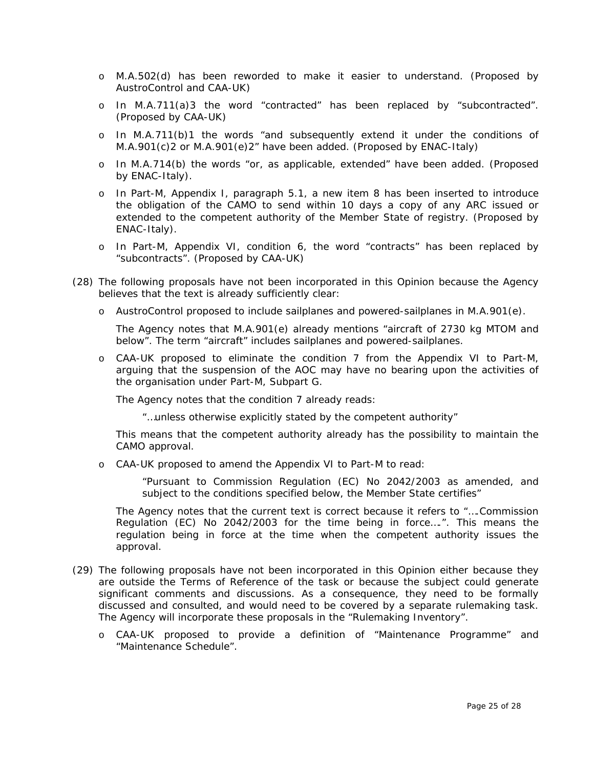- M.A.502(d) has been reworded to make it easier to understand. (Proposed by AustroControl and CAA-UK)
- In M.A.711(a)3 the word "contracted" has been replaced by "subcontracted". (Proposed by CAA-UK)
- In M.A.711(b)1 the words "and subsequently extend it under the conditions of M.A.901(c)2 or M.A.901(e)2" have been added. (Proposed by ENAC-Italy)
- In M.A.714(b) the words "or, as applicable, extended" have been added. (Proposed by ENAC-Italy).
- In Part-M, Appendix I, paragraph 5.1, a new item 8 has been inserted to introduce the obligation of the CAMO to send within 10 days a copy of any ARC issued or extended to the competent authority of the Member State of registry. (Proposed by ENAC-Italy).
- In Part-M, Appendix VI, condition 6, the word "contracts" has been replaced by "subcontracts". (Proposed by CAA-UK)

(28) The following proposals have not been incorporated in this Opinion because the Agency believes that the text is already sufficiently clear:

- AustroControl proposed to include sailplanes and powered-sailplanes in M.A.901(e).

  The Agency notes that M.A.901(e) already mentions "aircraft of 2730 kg MTOM and below". The term "aircraft" includes sailplanes and powered-sailplanes.

- CAA-UK proposed to eliminate the condition 7 from the Appendix VI to Part-M, arguing that the suspension of the AOC may have no bearing upon the activities of the organisation under Part-M, Subpart G.

  The Agency notes that the condition 7 already reads:

  > "…unless otherwise explicitly stated by the competent authority"

  This means that the competent authority already has the possibility to maintain the CAMO approval.

- CAA-UK proposed to amend the Appendix VI to Part-M to read:

  > "Pursuant to Commission Regulation (EC) No 2042/2003 as amended, and subject to the conditions specified below, the Member State certifies"

  The Agency notes that the current text is correct because it refers to "….Commission Regulation (EC) No 2042/2003 for the time being in force….". This means the regulation being in force at the time when the competent authority issues the approval.

(29) The following proposals have not been incorporated in this Opinion either because they are outside the Terms of Reference of the task or because the subject could generate significant comments and discussions. As a consequence, they need to be formally discussed and consulted, and would need to be covered by a separate rulemaking task. The Agency will incorporate these proposals in the "Rulemaking Inventory".

- CAA-UK proposed to provide a definition of "Maintenance Programme" and "Maintenance Schedule".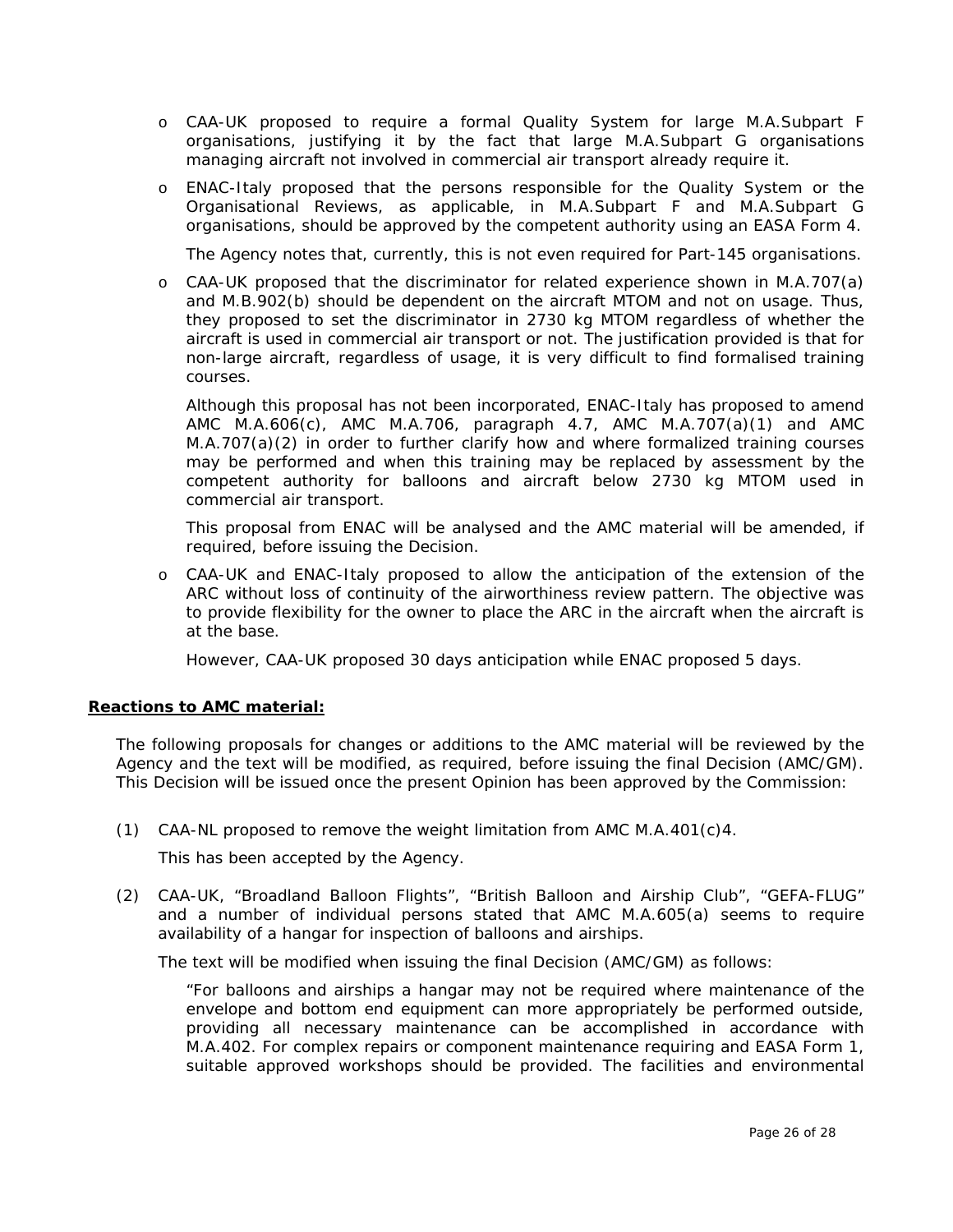- CAA-UK proposed to require a formal Quality System for large M.A.Subpart F organisations, justifying it by the fact that large M.A.Subpart G organisations managing aircraft not involved in commercial air transport already require it.

- ENAC-Italy proposed that the persons responsible for the Quality System or the Organisational Reviews, as applicable, in M.A.Subpart F and M.A.Subpart G organisations, should be approved by the competent authority using an EASA Form 4.

  The Agency notes that, currently, this is not even required for Part-145 organisations.

- CAA-UK proposed that the discriminator for related experience shown in M.A.707(a) and M.B.902(b) should be dependent on the aircraft MTOM and not on usage. Thus, they proposed to set the discriminator in 2730 kg MTOM regardless of whether the aircraft is used in commercial air transport or not. The justification provided is that for non-large aircraft, regardless of usage, it is very difficult to find formalised training courses.

  Although this proposal has not been incorporated, ENAC-Italy has proposed to amend AMC M.A.606(c), AMC M.A.706, paragraph 4.7, AMC M.A.707(a)(1) and AMC M.A.707(a)(2) in order to further clarify how and where formalized training courses may be performed and when this training may be replaced by assessment by the competent authority for balloons and aircraft below 2730 kg MTOM used in commercial air transport.

  This proposal from ENAC will be analysed and the AMC material will be amended, if required, before issuing the Decision.

- CAA-UK and ENAC-Italy proposed to allow the anticipation of the extension of the ARC without loss of continuity of the airworthiness review pattern. The objective was to provide flexibility for the owner to place the ARC in the aircraft when the aircraft is at the base.

  However, CAA-UK proposed 30 days anticipation while ENAC proposed 5 days.

**Reactions to AMC material:**

The following proposals for changes or additions to the AMC material will be reviewed by the Agency and the text will be modified, as required, before issuing the final Decision (AMC/GM). This Decision will be issued once the present Opinion has been approved by the Commission:

(1) CAA-NL proposed to remove the weight limitation from AMC M.A.401(c)4.

    This has been accepted by the Agency.

(2) CAA-UK, "Broadland Balloon Flights", "British Balloon and Airship Club", "GEFA-FLUG" and a number of individual persons stated that AMC M.A.605(a) seems to require availability of a hangar for inspection of balloons and airships.

    The text will be modified when issuing the final Decision (AMC/GM) as follows:

    "For balloons and airships a hangar may not be required where maintenance of the envelope and bottom end equipment can more appropriately be performed outside, providing all necessary maintenance can be accomplished in accordance with M.A.402. For complex repairs or component maintenance requiring and EASA Form 1, suitable approved workshops should be provided. The facilities and environmental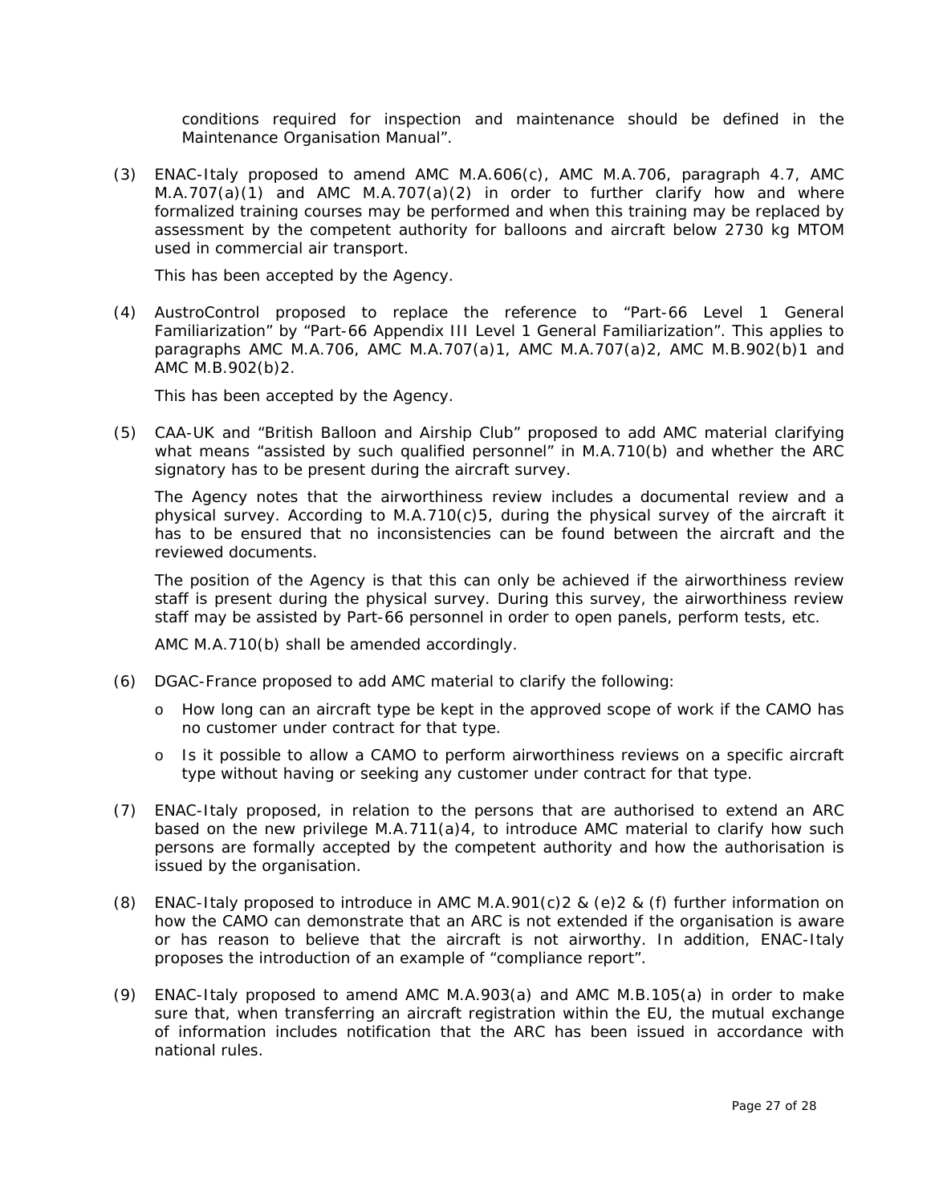conditions required for inspection and maintenance should be defined in the Maintenance Organisation Manual".

(3) ENAC-Italy proposed to amend AMC M.A.606(c), AMC M.A.706, paragraph 4.7, AMC M.A.707(a)(1) and AMC M.A.707(a)(2) in order to further clarify how and where formalized training courses may be performed and when this training may be replaced by assessment by the competent authority for balloons and aircraft below 2730 kg MTOM used in commercial air transport.

    This has been accepted by the Agency.

(4) AustroControl proposed to replace the reference to "Part-66 Level 1 General Familiarization" by "Part-66 Appendix III Level 1 General Familiarization". This applies to paragraphs AMC M.A.706, AMC M.A.707(a)1, AMC M.A.707(a)2, AMC M.B.902(b)1 and AMC M.B.902(b)2.

    This has been accepted by the Agency.

(5) CAA-UK and "British Balloon and Airship Club" proposed to add AMC material clarifying what means "assisted by such qualified personnel" in M.A.710(b) and whether the ARC signatory has to be present during the aircraft survey.

    The Agency notes that the airworthiness review includes a documental review and a physical survey. According to M.A.710(c)5, during the physical survey of the aircraft it has to be ensured that no inconsistencies can be found between the aircraft and the reviewed documents.

    The position of the Agency is that this can only be achieved if the airworthiness review staff is present during the physical survey. During this survey, the airworthiness review staff may be assisted by Part-66 personnel in order to open panels, perform tests, etc.

    AMC M.A.710(b) shall be amended accordingly.

(6) DGAC-France proposed to add AMC material to clarify the following:

    - How long can an aircraft type be kept in the approved scope of work if the CAMO has no customer under contract for that type.
    - Is it possible to allow a CAMO to perform airworthiness reviews on a specific aircraft type without having or seeking any customer under contract for that type.

(7) ENAC-Italy proposed, in relation to the persons that are authorised to extend an ARC based on the new privilege M.A.711(a)4, to introduce AMC material to clarify how such persons are formally accepted by the competent authority and how the authorisation is issued by the organisation.

(8) ENAC-Italy proposed to introduce in AMC M.A.901(c)2 & (e)2 & (f) further information on how the CAMO can demonstrate that an ARC is not extended if the organisation is aware or has reason to believe that the aircraft is not airworthy. In addition, ENAC-Italy proposes the introduction of an example of "compliance report".

(9) ENAC-Italy proposed to amend AMC M.A.903(a) and AMC M.B.105(a) in order to make sure that, when transferring an aircraft registration within the EU, the mutual exchange of information includes notification that the ARC has been issued in accordance with national rules.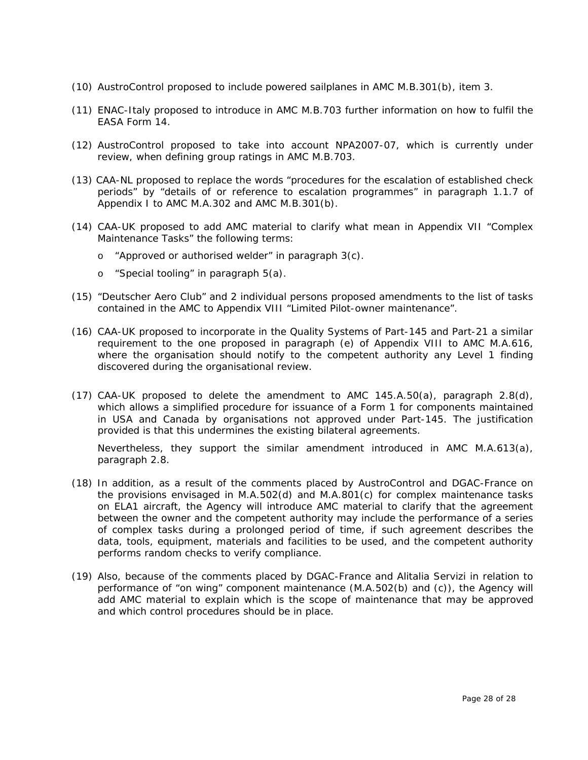(10) AustroControl proposed to include powered sailplanes in AMC M.B.301(b), item 3.

(11) ENAC-Italy proposed to introduce in AMC M.B.703 further information on how to fulfil the EASA Form 14.

(12) AustroControl proposed to take into account NPA2007-07, which is currently under review, when defining group ratings in AMC M.B.703.

(13) CAA-NL proposed to replace the words "procedures for the escalation of established check periods" by "details of or reference to escalation programmes" in paragraph 1.1.7 of Appendix I to AMC M.A.302 and AMC M.B.301(b).

(14) CAA-UK proposed to add AMC material to clarify what mean in Appendix VII "Complex Maintenance Tasks" the following terms:

- "Approved or authorised welder" in paragraph 3(c).
- "Special tooling" in paragraph 5(a).

(15) "Deutscher Aero Club" and 2 individual persons proposed amendments to the list of tasks contained in the AMC to Appendix VIII "Limited Pilot-owner maintenance".

(16) CAA-UK proposed to incorporate in the Quality Systems of Part-145 and Part-21 a similar requirement to the one proposed in paragraph (e) of Appendix VIII to AMC M.A.616, where the organisation should notify to the competent authority any Level 1 finding discovered during the organisational review.

(17) CAA-UK proposed to delete the amendment to AMC 145.A.50(a), paragraph 2.8(d), which allows a simplified procedure for issuance of a Form 1 for components maintained in USA and Canada by organisations not approved under Part-145. The justification provided is that this undermines the existing bilateral agreements.

Nevertheless, they support the similar amendment introduced in AMC M.A.613(a), paragraph 2.8.

(18) In addition, as a result of the comments placed by AustroControl and DGAC-France on the provisions envisaged in M.A.502(d) and M.A.801(c) for complex maintenance tasks on ELA1 aircraft, the Agency will introduce AMC material to clarify that the agreement between the owner and the competent authority may include the performance of a series of complex tasks during a prolonged period of time, if such agreement describes the data, tools, equipment, materials and facilities to be used, and the competent authority performs random checks to verify compliance.

(19) Also, because of the comments placed by DGAC-France and Alitalia Servizi in relation to performance of "on wing" component maintenance (M.A.502(b) and (c)), the Agency will add AMC material to explain which is the scope of maintenance that may be approved and which control procedures should be in place.